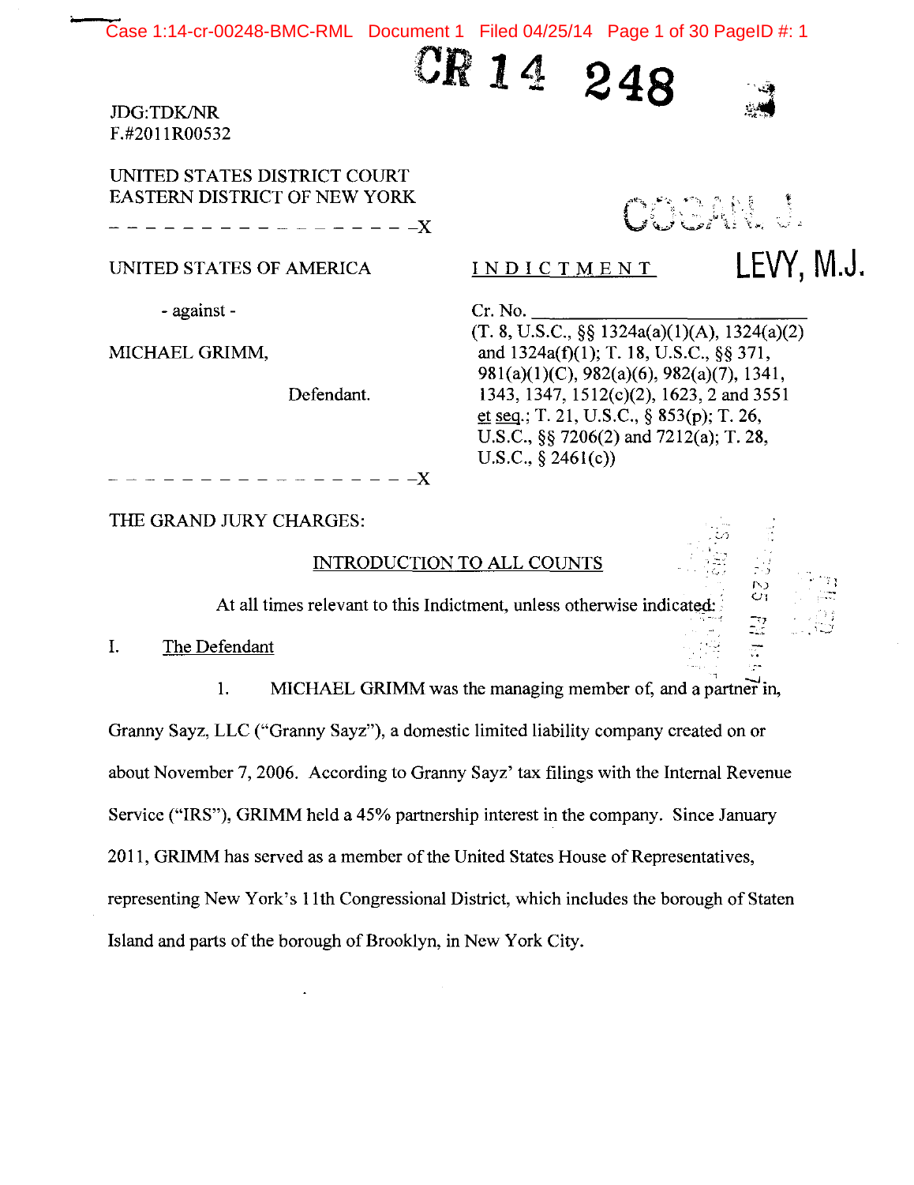CR 14 248

JDG:TDK/NR
F.#2011R00532

UNITED STATES DISTRICT COURT
EASTERN DISTRICT OF NEW YORK

COGAN, J.

LEVY, M.J.

- - - - - - - - - - - - - - - - - -X

UNITED STATES OF AMERICA

- against -

MICHAEL GRIMM,

Defendant.

- - - - - - - - - - - - - - - - - -X

INDICTMENT

Cr. No. ______________

(T. 8, U.S.C., §§ 1324a(a)(1)(A), 1324(a)(2) and 1324a(f)(1); T. 18, U.S.C., §§ 371, 981(a)(1)(C), 982(a)(6), 982(a)(7), 1341, 1343, 1347, 1512(c)(2), 1623, 2 and 3551 et seq.; T. 21, U.S.C., § 853(p); T. 26, U.S.C., §§ 7206(2) and 7212(a); T. 28, U.S.C., § 2461(c))

THE GRAND JURY CHARGES:

## INTRODUCTION TO ALL COUNTS

At all times relevant to this Indictment, unless otherwise indicated:

### I. The Defendant

1. MICHAEL GRIMM was the managing member of, and a partner in, Granny Sayz, LLC ("Granny Sayz"), a domestic limited liability company created on or about November 7, 2006. According to Granny Sayz' tax filings with the Internal Revenue Service ("IRS"), GRIMM held a 45% partnership interest in the company. Since January 2011, GRIMM has served as a member of the United States House of Representatives, representing New York's 11th Congressional District, which includes the borough of Staten Island and parts of the borough of Brooklyn, in New York City.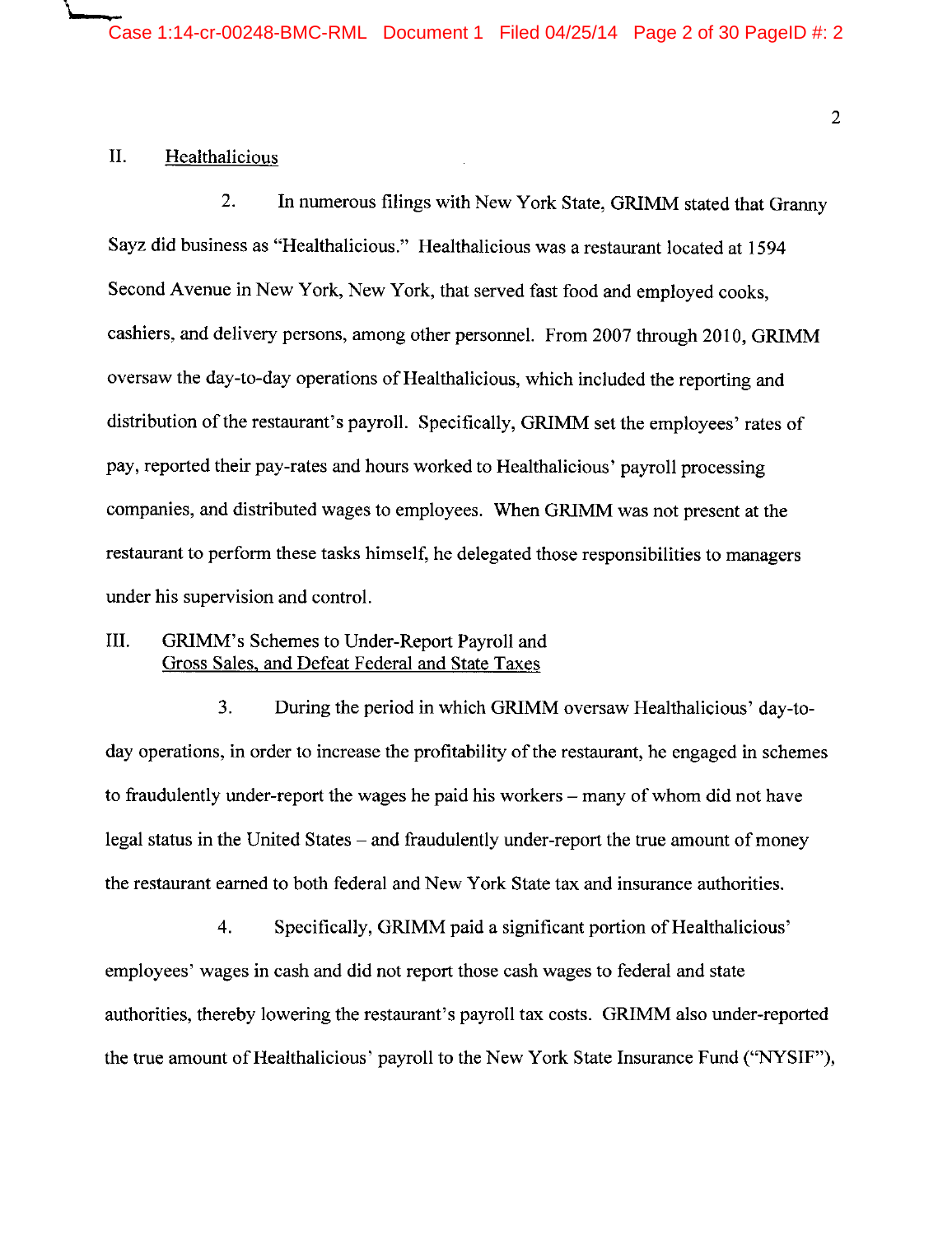## II. Healthalicious

2. In numerous filings with New York State, GRIMM stated that Granny Sayz did business as "Healthalicious." Healthalicious was a restaurant located at 1594 Second Avenue in New York, New York, that served fast food and employed cooks, cashiers, and delivery persons, among other personnel. From 2007 through 2010, GRIMM oversaw the day-to-day operations of Healthalicious, which included the reporting and distribution of the restaurant's payroll. Specifically, GRIMM set the employees' rates of pay, reported their pay-rates and hours worked to Healthalicious' payroll processing companies, and distributed wages to employees. When GRIMM was not present at the restaurant to perform these tasks himself, he delegated those responsibilities to managers under his supervision and control.

## III. GRIMM's Schemes to Under-Report Payroll and Gross Sales, and Defeat Federal and State Taxes

3. During the period in which GRIMM oversaw Healthalicious' day-to-day operations, in order to increase the profitability of the restaurant, he engaged in schemes to fraudulently under-report the wages he paid his workers – many of whom did not have legal status in the United States – and fraudulently under-report the true amount of money the restaurant earned to both federal and New York State tax and insurance authorities.

4. Specifically, GRIMM paid a significant portion of Healthalicious' employees' wages in cash and did not report those cash wages to federal and state authorities, thereby lowering the restaurant's payroll tax costs. GRIMM also under-reported the true amount of Healthalicious' payroll to the New York State Insurance Fund ("NYSIF"),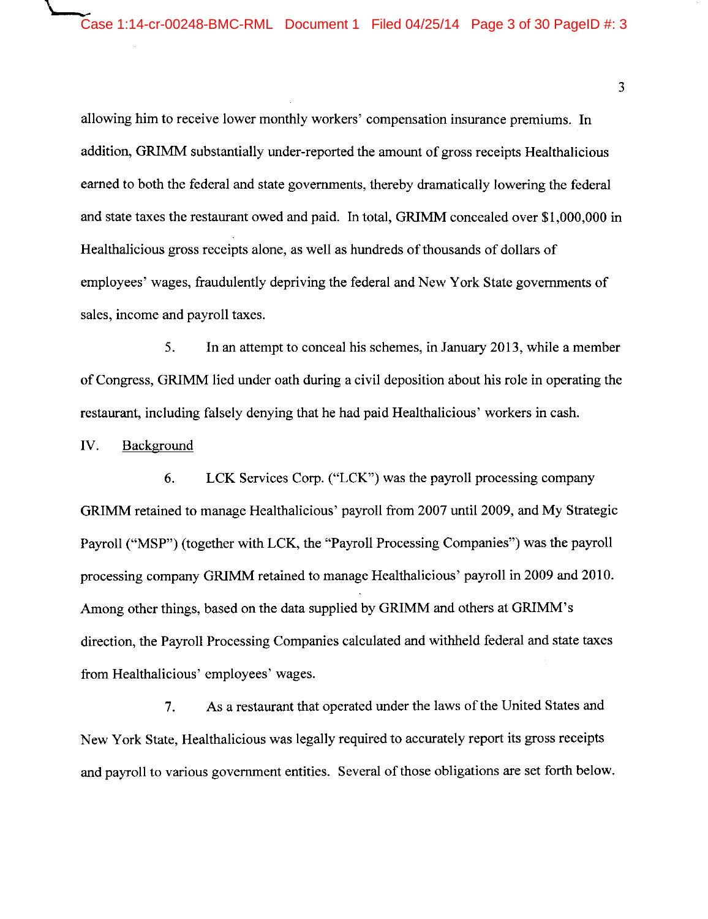allowing him to receive lower monthly workers' compensation insurance premiums. In addition, GRIMM substantially under-reported the amount of gross receipts Healthalicious earned to both the federal and state governments, thereby dramatically lowering the federal and state taxes the restaurant owed and paid. In total, GRIMM concealed over $1,000,000 in Healthalicious gross receipts alone, as well as hundreds of thousands of dollars of employees' wages, fraudulently depriving the federal and New York State governments of sales, income and payroll taxes.

5. In an attempt to conceal his schemes, in January 2013, while a member of Congress, GRIMM lied under oath during a civil deposition about his role in operating the restaurant, including falsely denying that he had paid Healthalicious' workers in cash.

## IV. Background

6. LCK Services Corp. ("LCK") was the payroll processing company GRIMM retained to manage Healthalicious' payroll from 2007 until 2009, and My Strategic Payroll ("MSP") (together with LCK, the "Payroll Processing Companies") was the payroll processing company GRIMM retained to manage Healthalicious' payroll in 2009 and 2010. Among other things, based on the data supplied by GRIMM and others at GRIMM's direction, the Payroll Processing Companies calculated and withheld federal and state taxes from Healthalicious' employees' wages.

7. As a restaurant that operated under the laws of the United States and New York State, Healthalicious was legally required to accurately report its gross receipts and payroll to various government entities. Several of those obligations are set forth below.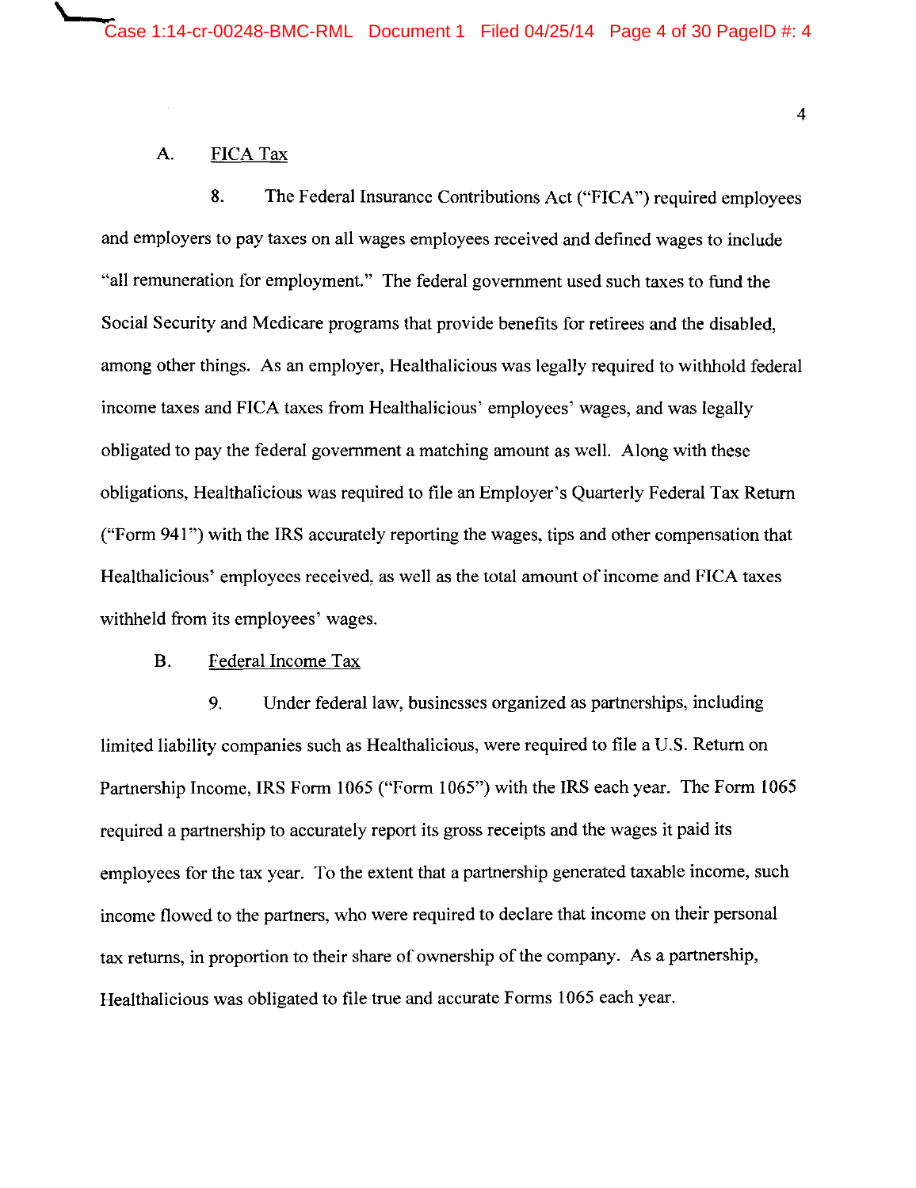### A. FICA Tax

8. The Federal Insurance Contributions Act ("FICA") required employees and employers to pay taxes on all wages employees received and defined wages to include "all remuneration for employment." The federal government used such taxes to fund the Social Security and Medicare programs that provide benefits for retirees and the disabled, among other things. As an employer, Healthalicious was legally required to withhold federal income taxes and FICA taxes from Healthalicious' employees' wages, and was legally obligated to pay the federal government a matching amount as well. Along with these obligations, Healthalicious was required to file an Employer's Quarterly Federal Tax Return ("Form 941") with the IRS accurately reporting the wages, tips and other compensation that Healthalicious' employees received, as well as the total amount of income and FICA taxes withheld from its employees' wages.

### B. Federal Income Tax

9. Under federal law, businesses organized as partnerships, including limited liability companies such as Healthalicious, were required to file a U.S. Return on Partnership Income, IRS Form 1065 ("Form 1065") with the IRS each year. The Form 1065 required a partnership to accurately report its gross receipts and the wages it paid its employees for the tax year. To the extent that a partnership generated taxable income, such income flowed to the partners, who were required to declare that income on their personal tax returns, in proportion to their share of ownership of the company. As a partnership, Healthalicious was obligated to file true and accurate Forms 1065 each year.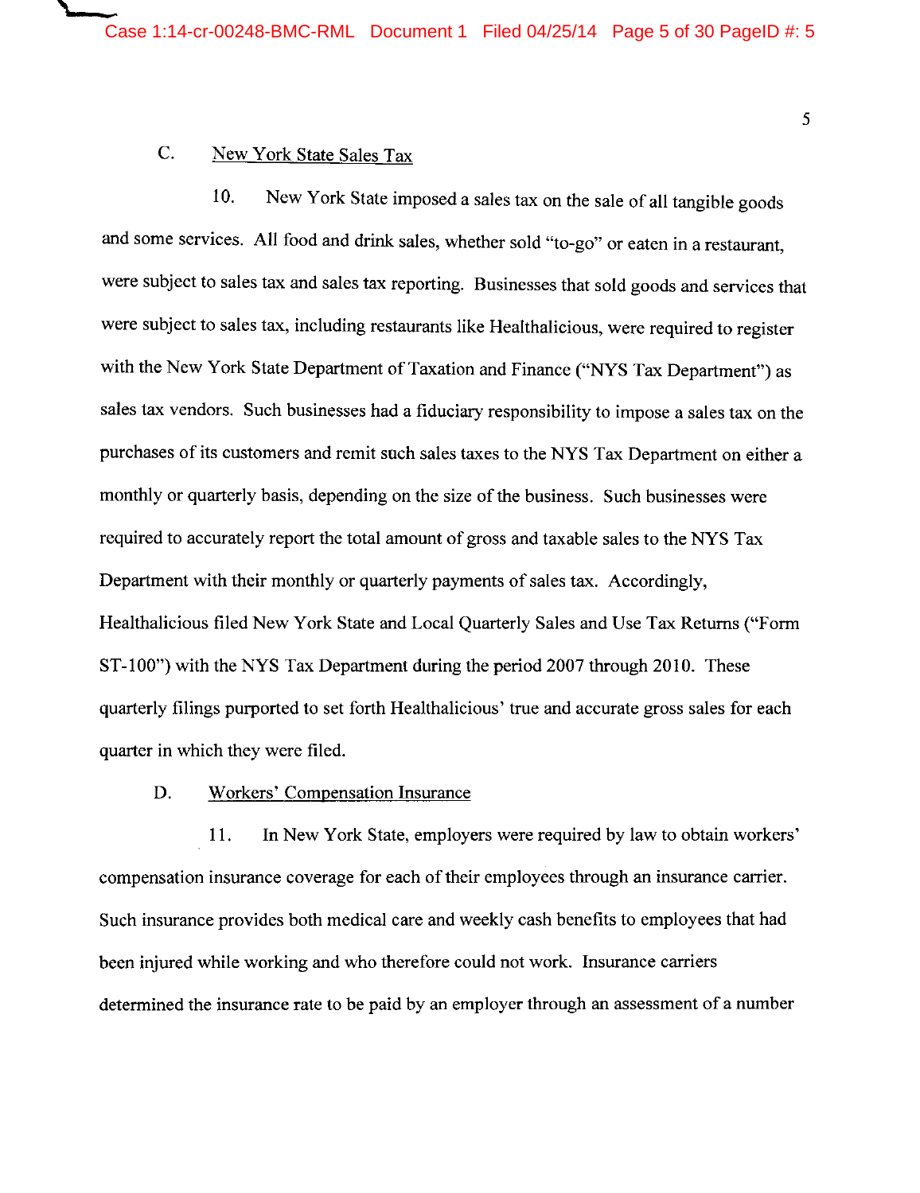### C. New York State Sales Tax

10. New York State imposed a sales tax on the sale of all tangible goods and some services. All food and drink sales, whether sold "to-go" or eaten in a restaurant, were subject to sales tax and sales tax reporting. Businesses that sold goods and services that were subject to sales tax, including restaurants like Healthalicious, were required to register with the New York State Department of Taxation and Finance ("NYS Tax Department") as sales tax vendors. Such businesses had a fiduciary responsibility to impose a sales tax on the purchases of its customers and remit such sales taxes to the NYS Tax Department on either a monthly or quarterly basis, depending on the size of the business. Such businesses were required to accurately report the total amount of gross and taxable sales to the NYS Tax Department with their monthly or quarterly payments of sales tax. Accordingly, Healthalicious filed New York State and Local Quarterly Sales and Use Tax Returns ("Form ST-100") with the NYS Tax Department during the period 2007 through 2010. These quarterly filings purported to set forth Healthalicious' true and accurate gross sales for each quarter in which they were filed.

### D. Workers' Compensation Insurance

11. In New York State, employers were required by law to obtain workers' compensation insurance coverage for each of their employees through an insurance carrier. Such insurance provides both medical care and weekly cash benefits to employees that had been injured while working and who therefore could not work. Insurance carriers determined the insurance rate to be paid by an employer through an assessment of a number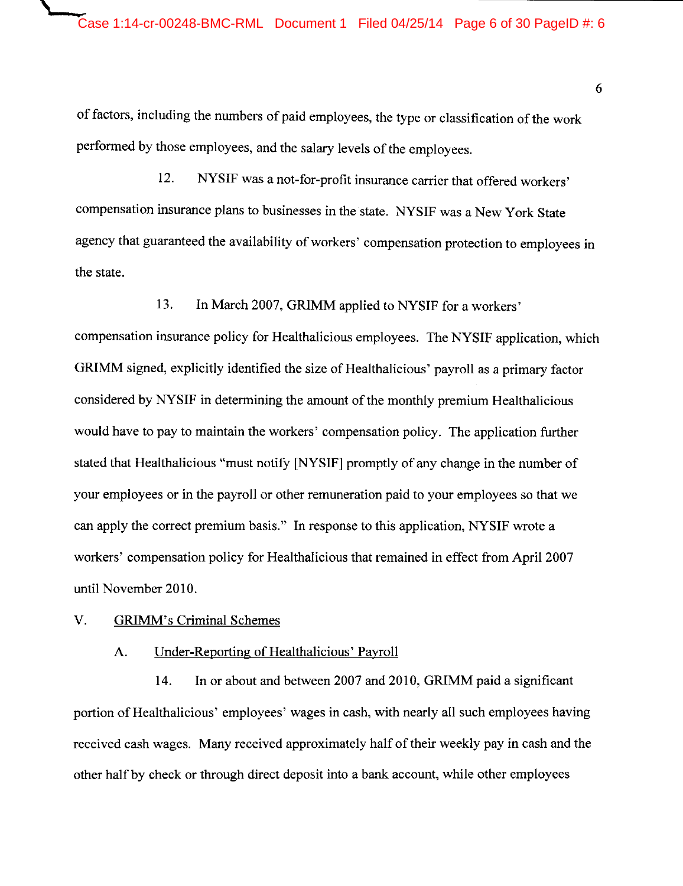of factors, including the numbers of paid employees, the type or classification of the work performed by those employees, and the salary levels of the employees.

12. NYSIF was a not-for-profit insurance carrier that offered workers' compensation insurance plans to businesses in the state. NYSIF was a New York State agency that guaranteed the availability of workers' compensation protection to employees in the state.

13. In March 2007, GRIMM applied to NYSIF for a workers' compensation insurance policy for Healthalicious employees. The NYSIF application, which GRIMM signed, explicitly identified the size of Healthalicious' payroll as a primary factor considered by NYSIF in determining the amount of the monthly premium Healthalicious would have to pay to maintain the workers' compensation policy. The application further stated that Healthalicious "must notify [NYSIF] promptly of any change in the number of your employees or in the payroll or other remuneration paid to your employees so that we can apply the correct premium basis." In response to this application, NYSIF wrote a workers' compensation policy for Healthalicious that remained in effect from April 2007 until November 2010.

## V. GRIMM's Criminal Schemes

### A. Under-Reporting of Healthalicious' Payroll

14. In or about and between 2007 and 2010, GRIMM paid a significant portion of Healthalicious' employees' wages in cash, with nearly all such employees having received cash wages. Many received approximately half of their weekly pay in cash and the other half by check or through direct deposit into a bank account, while other employees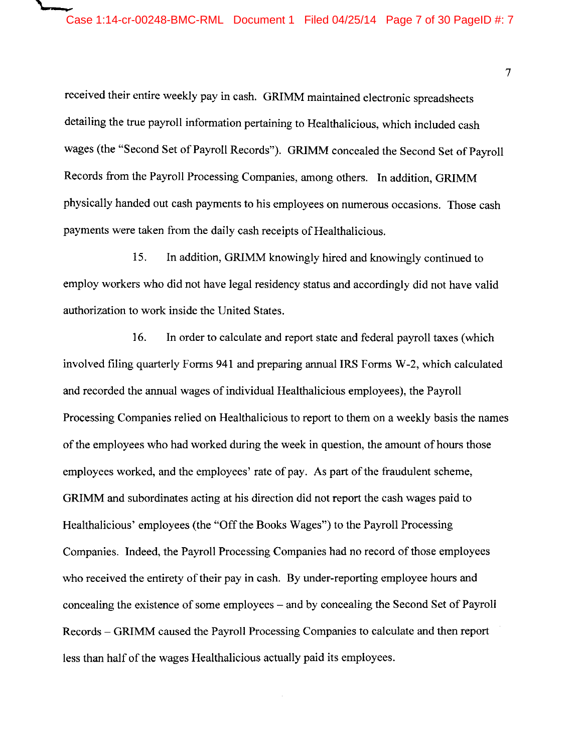received their entire weekly pay in cash. GRIMM maintained electronic spreadsheets detailing the true payroll information pertaining to Healthalicious, which included cash wages (the "Second Set of Payroll Records"). GRIMM concealed the Second Set of Payroll Records from the Payroll Processing Companies, among others. In addition, GRIMM physically handed out cash payments to his employees on numerous occasions. Those cash payments were taken from the daily cash receipts of Healthalicious.

15. In addition, GRIMM knowingly hired and knowingly continued to employ workers who did not have legal residency status and accordingly did not have valid authorization to work inside the United States.

16. In order to calculate and report state and federal payroll taxes (which involved filing quarterly Forms 941 and preparing annual IRS Forms W-2, which calculated and recorded the annual wages of individual Healthalicious employees), the Payroll Processing Companies relied on Healthalicious to report to them on a weekly basis the names of the employees who had worked during the week in question, the amount of hours those employees worked, and the employees' rate of pay. As part of the fraudulent scheme, GRIMM and subordinates acting at his direction did not report the cash wages paid to Healthalicious' employees (the "Off the Books Wages") to the Payroll Processing Companies. Indeed, the Payroll Processing Companies had no record of those employees who received the entirety of their pay in cash. By under-reporting employee hours and concealing the existence of some employees – and by concealing the Second Set of Payroll Records – GRIMM caused the Payroll Processing Companies to calculate and then report less than half of the wages Healthalicious actually paid its employees.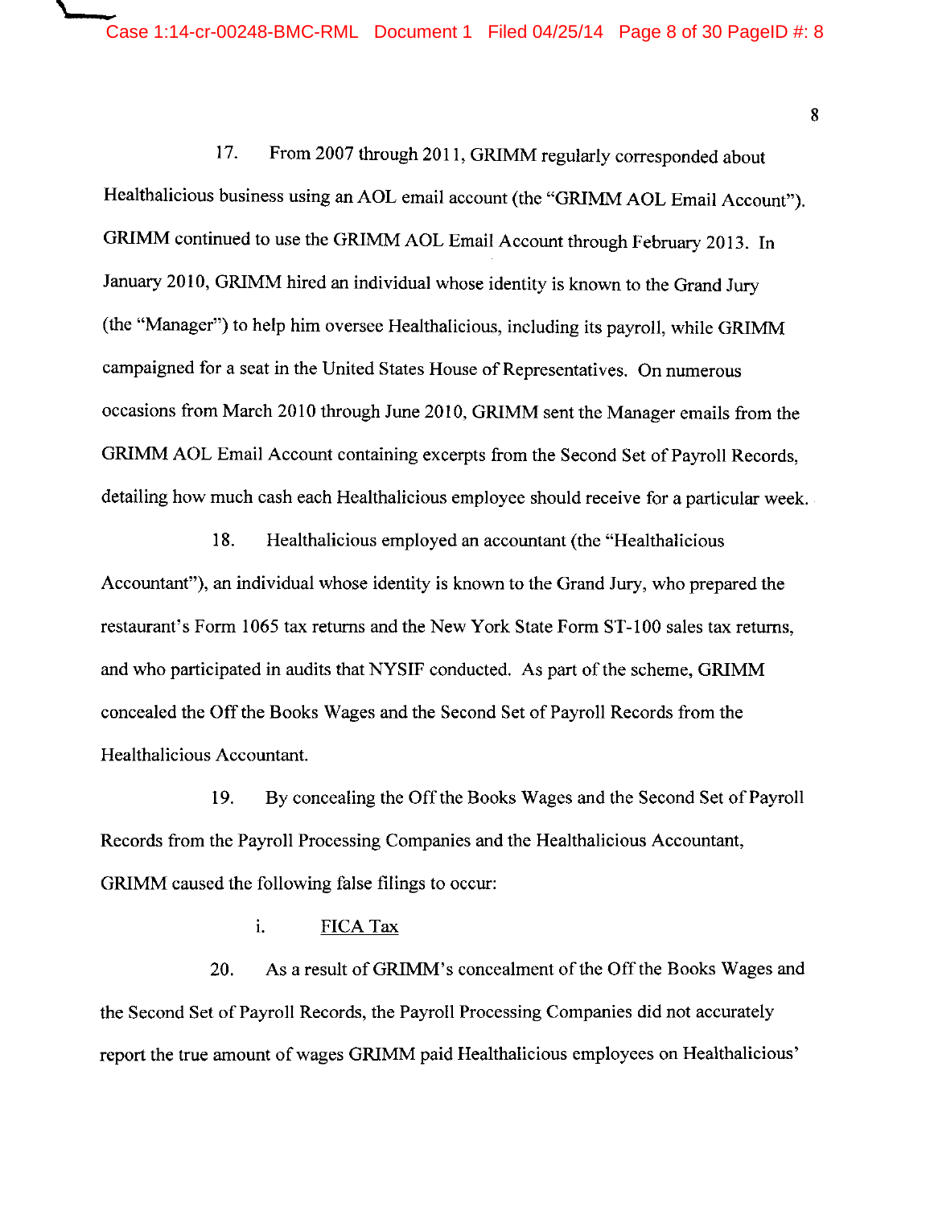17. From 2007 through 2011, GRIMM regularly corresponded about Healthalicious business using an AOL email account (the "GRIMM AOL Email Account"). GRIMM continued to use the GRIMM AOL Email Account through February 2013. In January 2010, GRIMM hired an individual whose identity is known to the Grand Jury (the "Manager") to help him oversee Healthalicious, including its payroll, while GRIMM campaigned for a seat in the United States House of Representatives. On numerous occasions from March 2010 through June 2010, GRIMM sent the Manager emails from the GRIMM AOL Email Account containing excerpts from the Second Set of Payroll Records, detailing how much cash each Healthalicious employee should receive for a particular week.

18. Healthalicious employed an accountant (the "Healthalicious Accountant"), an individual whose identity is known to the Grand Jury, who prepared the restaurant's Form 1065 tax returns and the New York State Form ST-100 sales tax returns, and who participated in audits that NYSIF conducted. As part of the scheme, GRIMM concealed the Off the Books Wages and the Second Set of Payroll Records from the Healthalicious Accountant.

19. By concealing the Off the Books Wages and the Second Set of Payroll Records from the Payroll Processing Companies and the Healthalicious Accountant, GRIMM caused the following false filings to occur:

i. <u>FICA Tax</u>

20. As a result of GRIMM's concealment of the Off the Books Wages and the Second Set of Payroll Records, the Payroll Processing Companies did not accurately report the true amount of wages GRIMM paid Healthalicious employees on Healthalicious'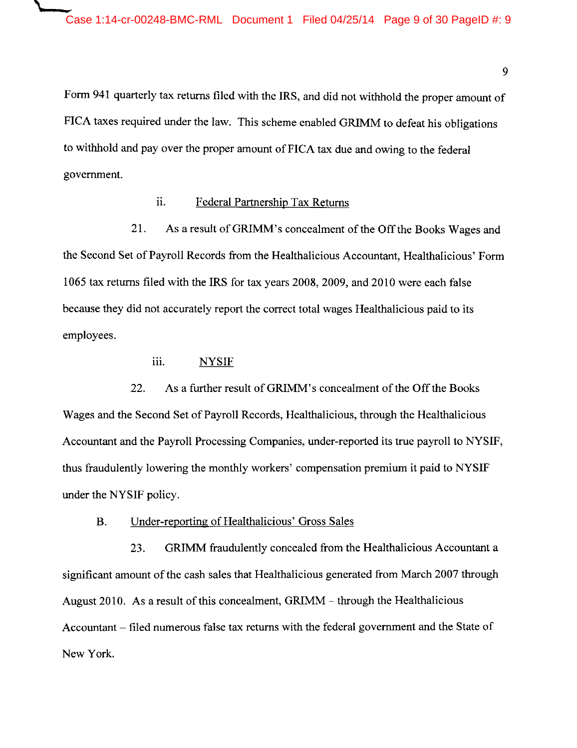Form 941 quarterly tax returns filed with the IRS, and did not withhold the proper amount of FICA taxes required under the law. This scheme enabled GRIMM to defeat his obligations to withhold and pay over the proper amount of FICA tax due and owing to the federal government.

ii. Federal Partnership Tax Returns

21. As a result of GRIMM's concealment of the Off the Books Wages and the Second Set of Payroll Records from the Healthalicious Accountant, Healthalicious' Form 1065 tax returns filed with the IRS for tax years 2008, 2009, and 2010 were each false because they did not accurately report the correct total wages Healthalicious paid to its employees.

iii. NYSIF

22. As a further result of GRIMM's concealment of the Off the Books Wages and the Second Set of Payroll Records, Healthalicious, through the Healthalicious Accountant and the Payroll Processing Companies, under-reported its true payroll to NYSIF, thus fraudulently lowering the monthly workers' compensation premium it paid to NYSIF under the NYSIF policy.

B. Under-reporting of Healthalicious' Gross Sales

23. GRIMM fraudulently concealed from the Healthalicious Accountant a significant amount of the cash sales that Healthalicious generated from March 2007 through August 2010. As a result of this concealment, GRIMM – through the Healthalicious Accountant – filed numerous false tax returns with the federal government and the State of New York.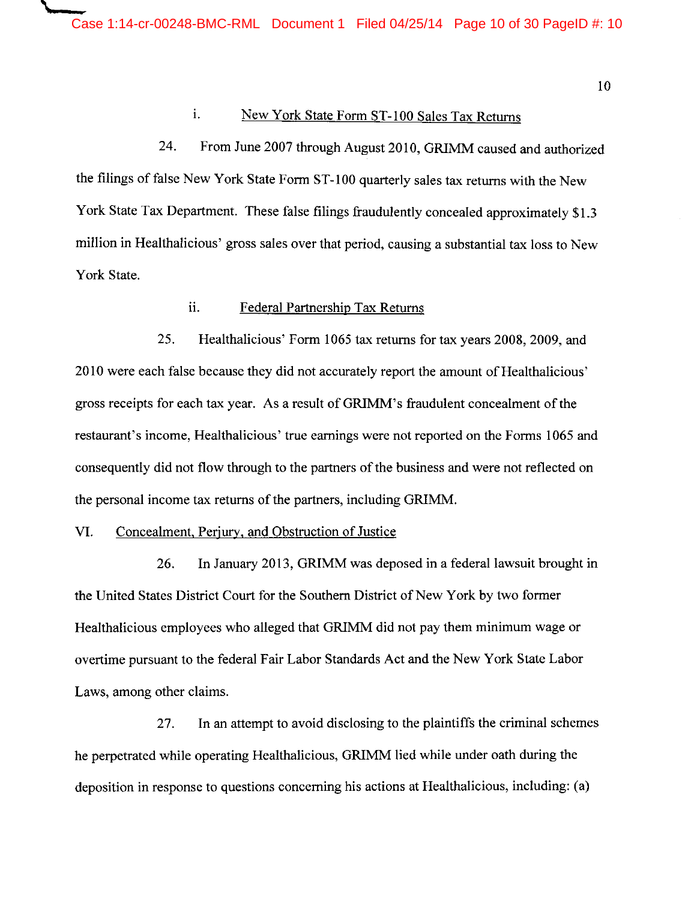i. New York State Form ST-100 Sales Tax Returns

24. From June 2007 through August 2010, GRIMM caused and authorized the filings of false New York State Form ST-100 quarterly sales tax returns with the New York State Tax Department. These false filings fraudulently concealed approximately $1.3 million in Healthalicious' gross sales over that period, causing a substantial tax loss to New York State.

ii. Federal Partnership Tax Returns

25. Healthalicious' Form 1065 tax returns for tax years 2008, 2009, and 2010 were each false because they did not accurately report the amount of Healthalicious' gross receipts for each tax year. As a result of GRIMM's fraudulent concealment of the restaurant's income, Healthalicious' true earnings were not reported on the Forms 1065 and consequently did not flow through to the partners of the business and were not reflected on the personal income tax returns of the partners, including GRIMM.

VI. Concealment, Perjury, and Obstruction of Justice

26. In January 2013, GRIMM was deposed in a federal lawsuit brought in the United States District Court for the Southern District of New York by two former Healthalicious employees who alleged that GRIMM did not pay them minimum wage or overtime pursuant to the federal Fair Labor Standards Act and the New York State Labor Laws, among other claims.

27. In an attempt to avoid disclosing to the plaintiffs the criminal schemes he perpetrated while operating Healthalicious, GRIMM lied while under oath during the deposition in response to questions concerning his actions at Healthalicious, including: (a)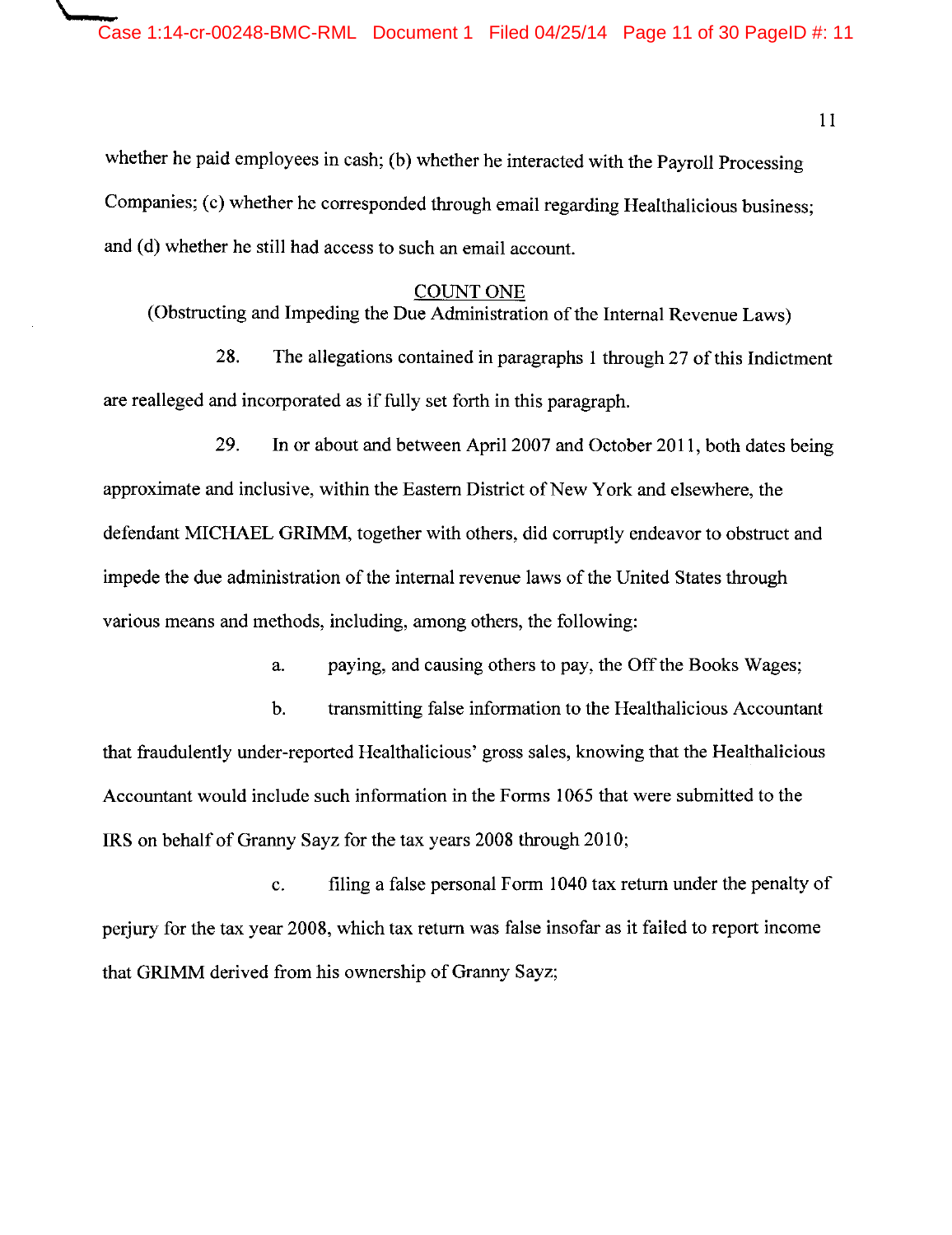whether he paid employees in cash; (b) whether he interacted with the Payroll Processing Companies; (c) whether he corresponded through email regarding Healthalicious business; and (d) whether he still had access to such an email account.

## COUNT ONE

(Obstructing and Impeding the Due Administration of the Internal Revenue Laws)

28. The allegations contained in paragraphs 1 through 27 of this Indictment are realleged and incorporated as if fully set forth in this paragraph.

29. In or about and between April 2007 and October 2011, both dates being approximate and inclusive, within the Eastern District of New York and elsewhere, the defendant MICHAEL GRIMM, together with others, did corruptly endeavor to obstruct and impede the due administration of the internal revenue laws of the United States through various means and methods, including, among others, the following:

a. paying, and causing others to pay, the Off the Books Wages;

b. transmitting false information to the Healthalicious Accountant that fraudulently under-reported Healthalicious' gross sales, knowing that the Healthalicious Accountant would include such information in the Forms 1065 that were submitted to the IRS on behalf of Granny Sayz for the tax years 2008 through 2010;

c. filing a false personal Form 1040 tax return under the penalty of perjury for the tax year 2008, which tax return was false insofar as it failed to report income that GRIMM derived from his ownership of Granny Sayz;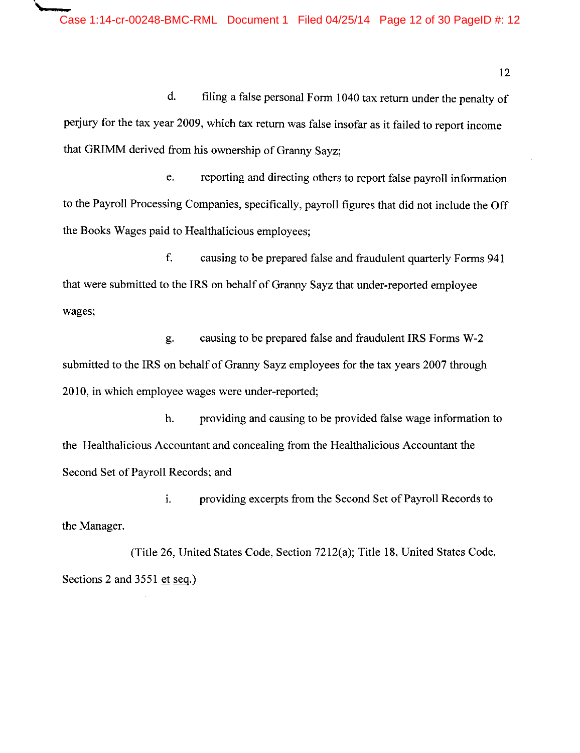d. filing a false personal Form 1040 tax return under the penalty of perjury for the tax year 2009, which tax return was false insofar as it failed to report income that GRIMM derived from his ownership of Granny Sayz;

e. reporting and directing others to report false payroll information to the Payroll Processing Companies, specifically, payroll figures that did not include the Off the Books Wages paid to Healthalicious employees;

f. causing to be prepared false and fraudulent quarterly Forms 941 that were submitted to the IRS on behalf of Granny Sayz that under-reported employee wages;

g. causing to be prepared false and fraudulent IRS Forms W-2 submitted to the IRS on behalf of Granny Sayz employees for the tax years 2007 through 2010, in which employee wages were under-reported;

h. providing and causing to be provided false wage information to the Healthalicious Accountant and concealing from the Healthalicious Accountant the Second Set of Payroll Records; and

i. providing excerpts from the Second Set of Payroll Records to the Manager.

(Title 26, United States Code, Section 7212(a); Title 18, United States Code, Sections 2 and 3551 et seq.)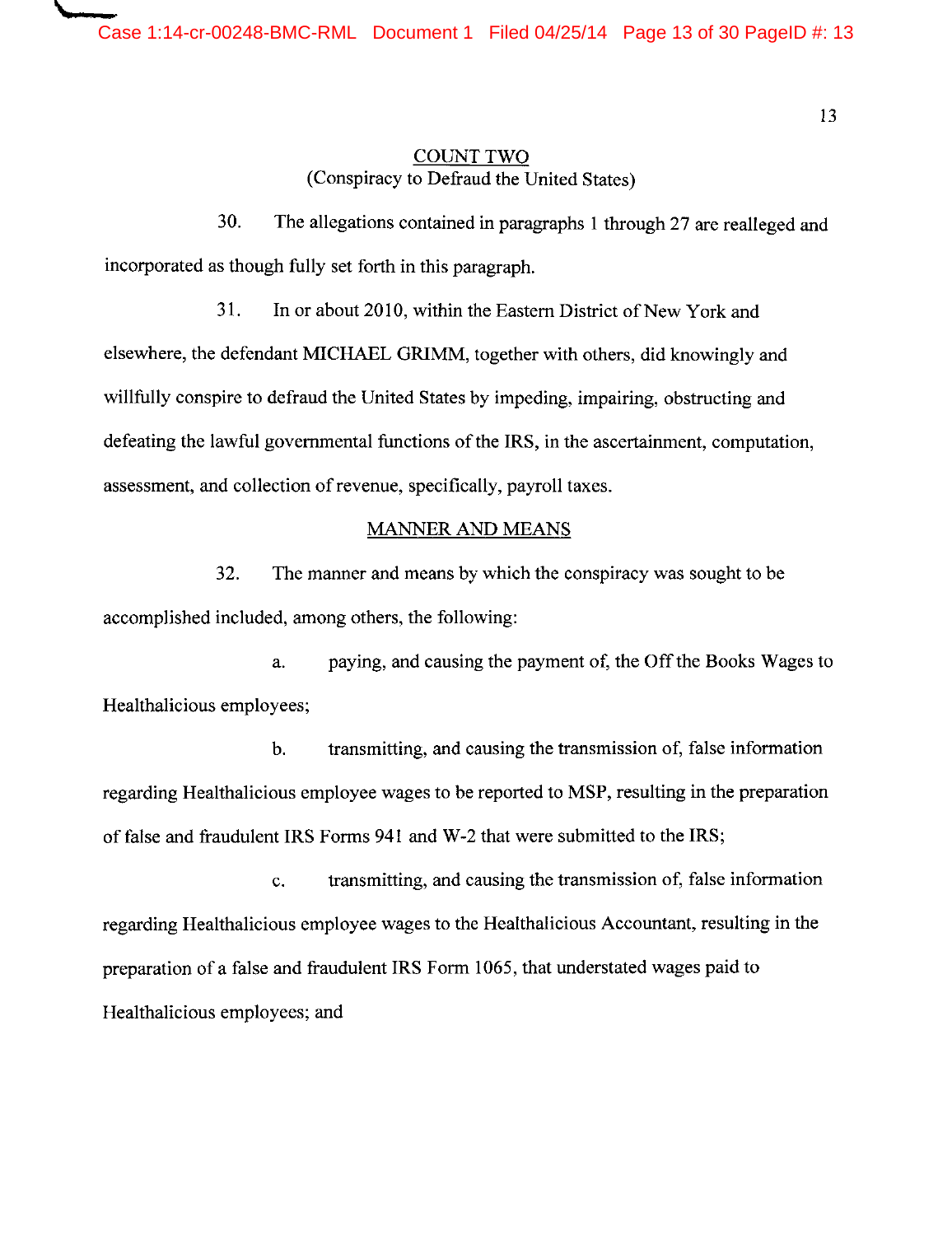## COUNT TWO
(Conspiracy to Defraud the United States)

30. The allegations contained in paragraphs 1 through 27 are realleged and incorporated as though fully set forth in this paragraph.

31. In or about 2010, within the Eastern District of New York and elsewhere, the defendant MICHAEL GRIMM, together with others, did knowingly and willfully conspire to defraud the United States by impeding, impairing, obstructing and defeating the lawful governmental functions of the IRS, in the ascertainment, computation, assessment, and collection of revenue, specifically, payroll taxes.

### MANNER AND MEANS

32. The manner and means by which the conspiracy was sought to be accomplished included, among others, the following:

a. paying, and causing the payment of, the Off the Books Wages to Healthalicious employees;

b. transmitting, and causing the transmission of, false information regarding Healthalicious employee wages to be reported to MSP, resulting in the preparation of false and fraudulent IRS Forms 941 and W-2 that were submitted to the IRS;

c. transmitting, and causing the transmission of, false information regarding Healthalicious employee wages to the Healthalicious Accountant, resulting in the preparation of a false and fraudulent IRS Form 1065, that understated wages paid to Healthalicious employees; and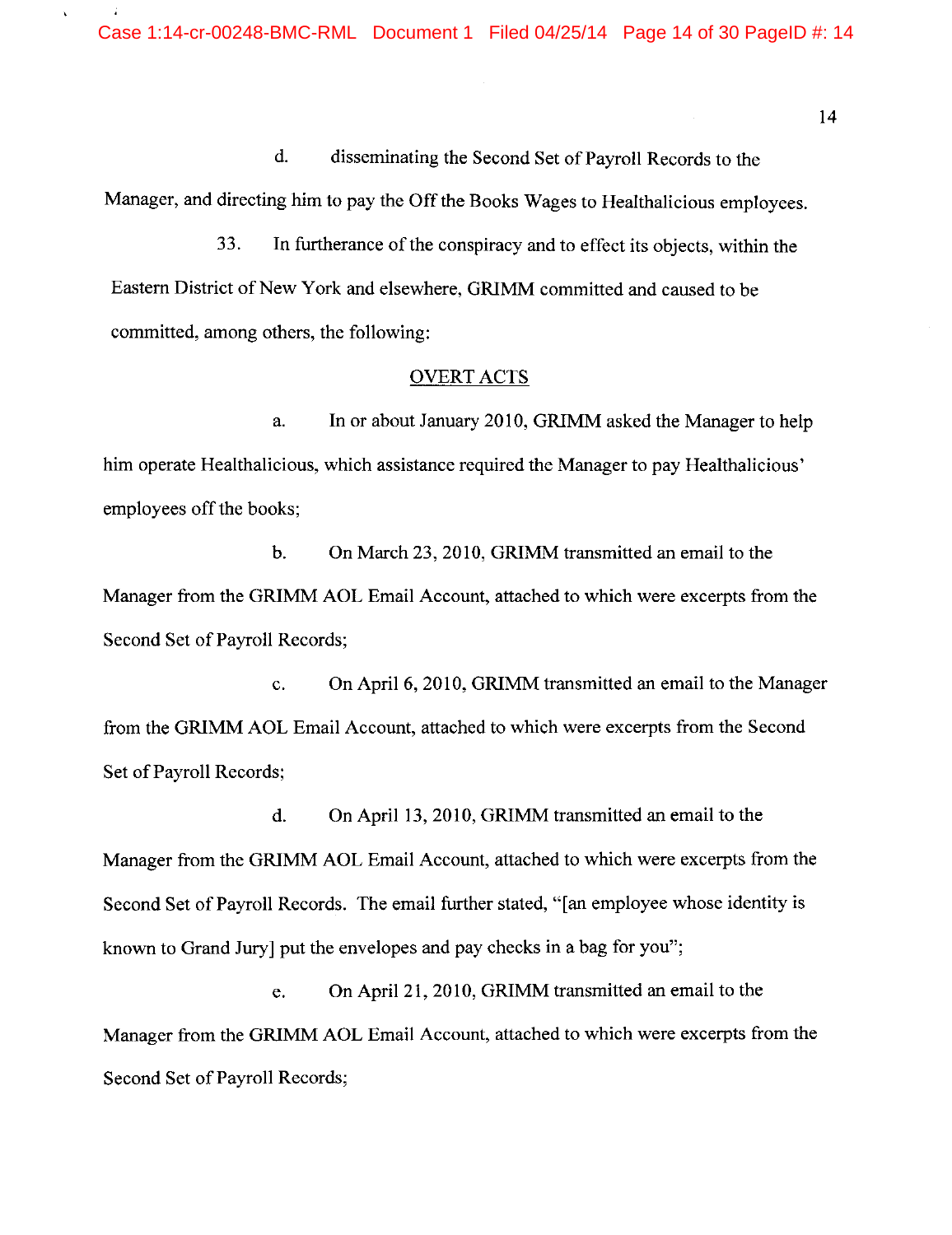d. disseminating the Second Set of Payroll Records to the Manager, and directing him to pay the Off the Books Wages to Healthalicious employees.

33. In furtherance of the conspiracy and to effect its objects, within the Eastern District of New York and elsewhere, GRIMM committed and caused to be committed, among others, the following:

OVERT ACTS

a. In or about January 2010, GRIMM asked the Manager to help him operate Healthalicious, which assistance required the Manager to pay Healthalicious' employees off the books;

b. On March 23, 2010, GRIMM transmitted an email to the Manager from the GRIMM AOL Email Account, attached to which were excerpts from the Second Set of Payroll Records;

c. On April 6, 2010, GRIMM transmitted an email to the Manager from the GRIMM AOL Email Account, attached to which were excerpts from the Second Set of Payroll Records;

d. On April 13, 2010, GRIMM transmitted an email to the Manager from the GRIMM AOL Email Account, attached to which were excerpts from the Second Set of Payroll Records. The email further stated, "[an employee whose identity is known to Grand Jury] put the envelopes and pay checks in a bag for you";

e. On April 21, 2010, GRIMM transmitted an email to the Manager from the GRIMM AOL Email Account, attached to which were excerpts from the Second Set of Payroll Records;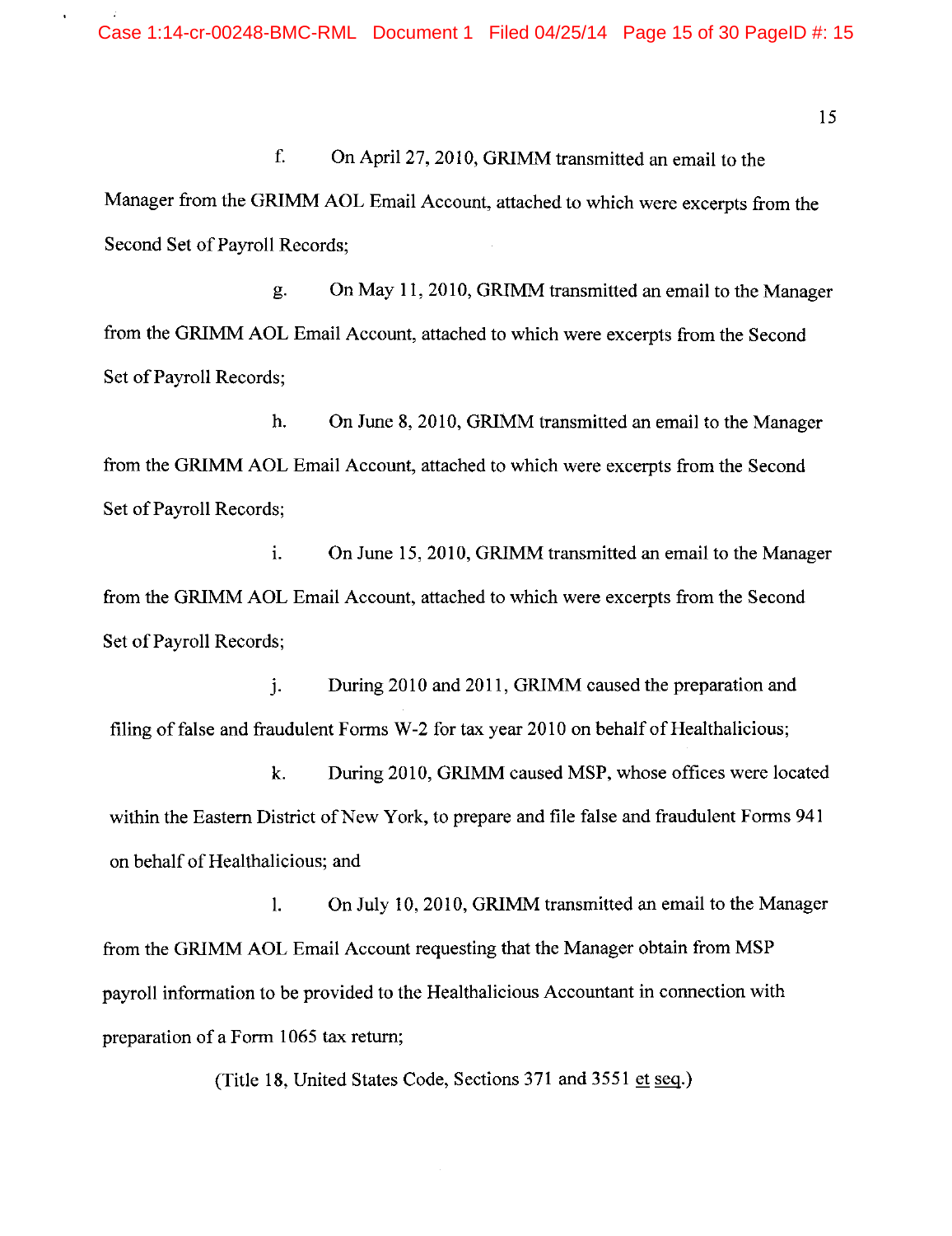f. On April 27, 2010, GRIMM transmitted an email to the Manager from the GRIMM AOL Email Account, attached to which were excerpts from the Second Set of Payroll Records;

g. On May 11, 2010, GRIMM transmitted an email to the Manager from the GRIMM AOL Email Account, attached to which were excerpts from the Second Set of Payroll Records;

h. On June 8, 2010, GRIMM transmitted an email to the Manager from the GRIMM AOL Email Account, attached to which were excerpts from the Second Set of Payroll Records;

i. On June 15, 2010, GRIMM transmitted an email to the Manager from the GRIMM AOL Email Account, attached to which were excerpts from the Second Set of Payroll Records;

j. During 2010 and 2011, GRIMM caused the preparation and filing of false and fraudulent Forms W-2 for tax year 2010 on behalf of Healthalicious;

k. During 2010, GRIMM caused MSP, whose offices were located within the Eastern District of New York, to prepare and file false and fraudulent Forms 941 on behalf of Healthalicious; and

l. On July 10, 2010, GRIMM transmitted an email to the Manager from the GRIMM AOL Email Account requesting that the Manager obtain from MSP payroll information to be provided to the Healthalicious Accountant in connection with preparation of a Form 1065 tax return;

(Title 18, United States Code, Sections 371 and 3551 et seq.)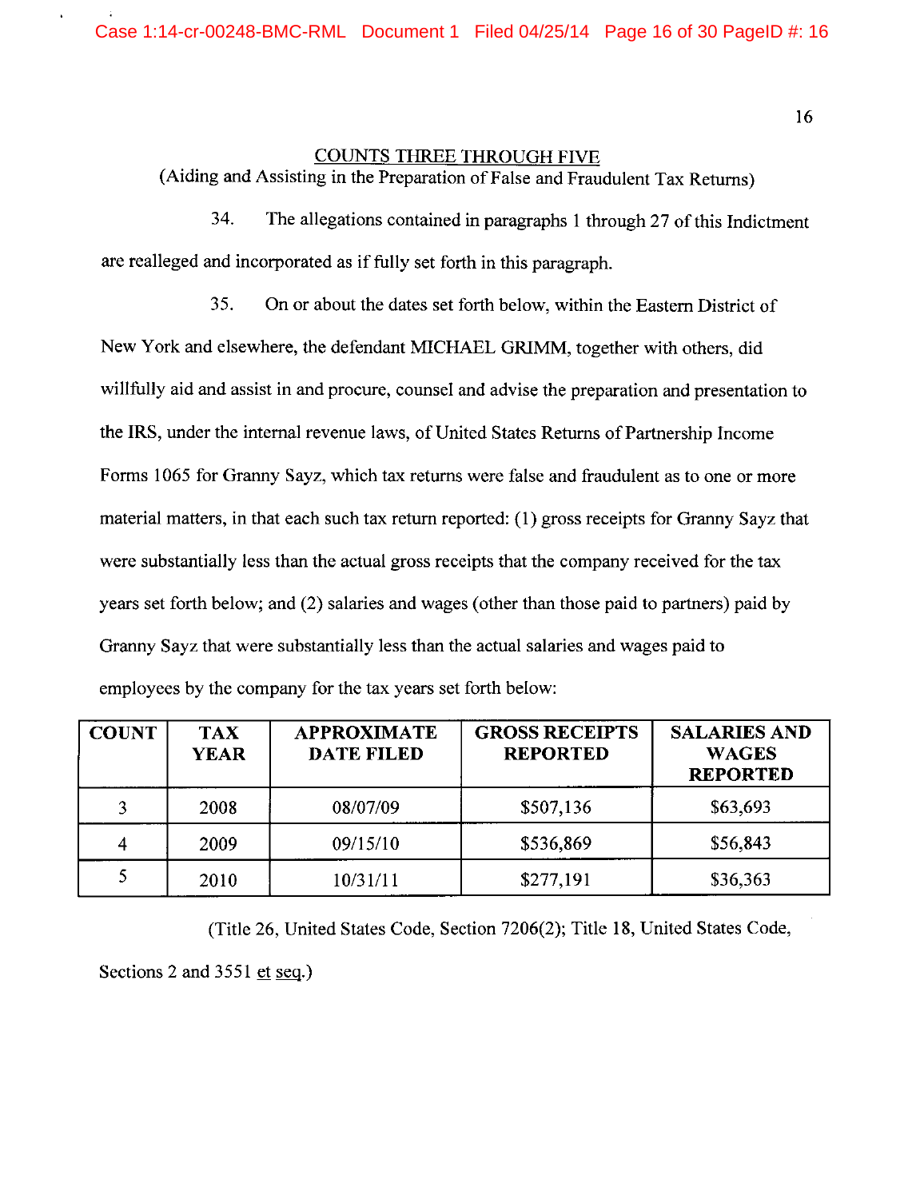## COUNTS THREE THROUGH FIVE

(Aiding and Assisting in the Preparation of False and Fraudulent Tax Returns)

34. The allegations contained in paragraphs 1 through 27 of this Indictment are realleged and incorporated as if fully set forth in this paragraph.

35. On or about the dates set forth below, within the Eastern District of New York and elsewhere, the defendant MICHAEL GRIMM, together with others, did willfully aid and assist in and procure, counsel and advise the preparation and presentation to the IRS, under the internal revenue laws, of United States Returns of Partnership Income Forms 1065 for Granny Sayz, which tax returns were false and fraudulent as to one or more material matters, in that each such tax return reported: (1) gross receipts for Granny Sayz that were substantially less than the actual gross receipts that the company received for the tax years set forth below; and (2) salaries and wages (other than those paid to partners) paid by Granny Sayz that were substantially less than the actual salaries and wages paid to employees by the company for the tax years set forth below:

| COUNT | TAX YEAR | APPROXIMATE DATE FILED | GROSS RECEIPTS REPORTED | SALARIES AND WAGES REPORTED |
|---|---|---|---|---|
| 3 | 2008 | 08/07/09 | $507,136 | $63,693 |
| 4 | 2009 | 09/15/10 | $536,869 | $56,843 |
| 5 | 2010 | 10/31/11 | $277,191 | $36,363 |

(Title 26, United States Code, Section 7206(2); Title 18, United States Code, Sections 2 and 3551 et seq.)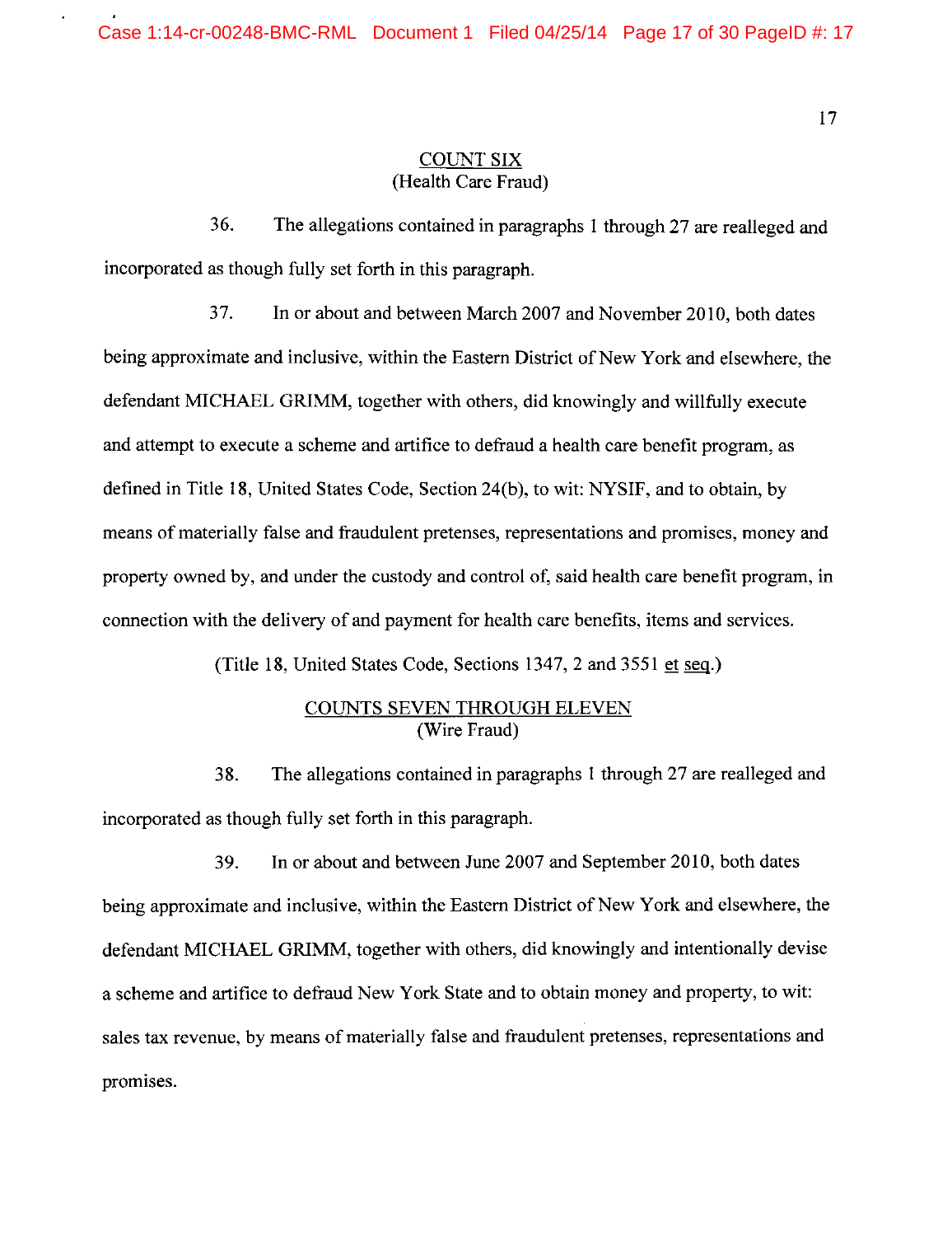## COUNT SIX
(Health Care Fraud)

36. The allegations contained in paragraphs 1 through 27 are realleged and incorporated as though fully set forth in this paragraph.

37. In or about and between March 2007 and November 2010, both dates being approximate and inclusive, within the Eastern District of New York and elsewhere, the defendant MICHAEL GRIMM, together with others, did knowingly and willfully execute and attempt to execute a scheme and artifice to defraud a health care benefit program, as defined in Title 18, United States Code, Section 24(b), to wit: NYSIF, and to obtain, by means of materially false and fraudulent pretenses, representations and promises, money and property owned by, and under the custody and control of, said health care benefit program, in connection with the delivery of and payment for health care benefits, items and services.

(Title 18, United States Code, Sections 1347, 2 and 3551 et seq.)

## COUNTS SEVEN THROUGH ELEVEN
(Wire Fraud)

38. The allegations contained in paragraphs 1 through 27 are realleged and incorporated as though fully set forth in this paragraph.

39. In or about and between June 2007 and September 2010, both dates being approximate and inclusive, within the Eastern District of New York and elsewhere, the defendant MICHAEL GRIMM, together with others, did knowingly and intentionally devise a scheme and artifice to defraud New York State and to obtain money and property, to wit: sales tax revenue, by means of materially false and fraudulent pretenses, representations and promises.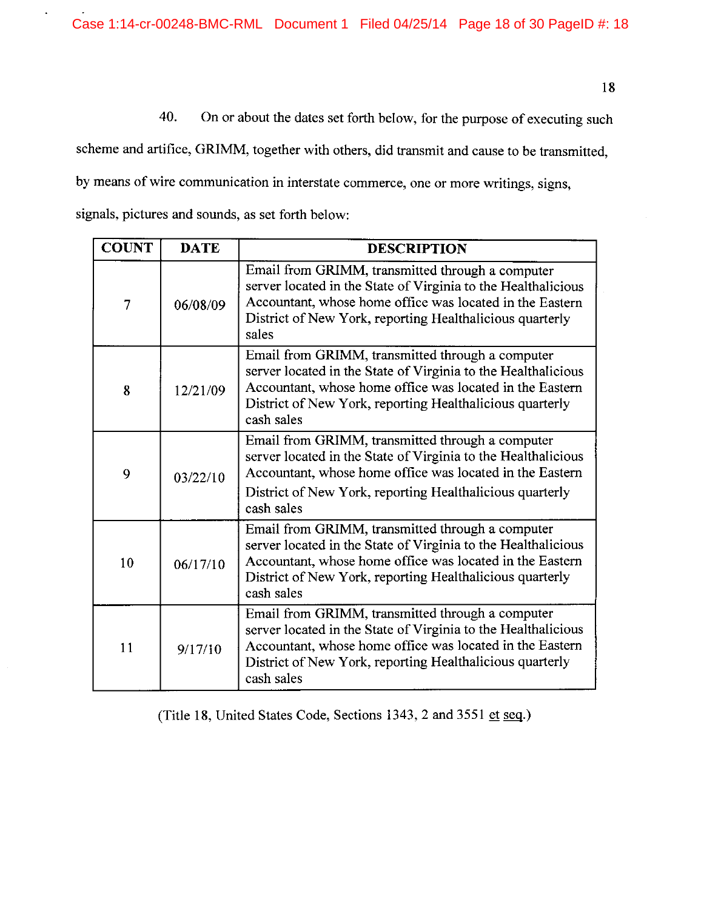40. On or about the dates set forth below, for the purpose of executing such scheme and artifice, GRIMM, together with others, did transmit and cause to be transmitted, by means of wire communication in interstate commerce, one or more writings, signs, signals, pictures and sounds, as set forth below:

| COUNT | DATE | DESCRIPTION |
| --- | --- | --- |
| 7 | 06/08/09 | Email from GRIMM, transmitted through a computer server located in the State of Virginia to the Healthalicious Accountant, whose home office was located in the Eastern District of New York, reporting Healthalicious quarterly sales |
| 8 | 12/21/09 | Email from GRIMM, transmitted through a computer server located in the State of Virginia to the Healthalicious Accountant, whose home office was located in the Eastern District of New York, reporting Healthalicious quarterly cash sales |
| 9 | 03/22/10 | Email from GRIMM, transmitted through a computer server located in the State of Virginia to the Healthalicious Accountant, whose home office was located in the Eastern District of New York, reporting Healthalicious quarterly cash sales |
| 10 | 06/17/10 | Email from GRIMM, transmitted through a computer server located in the State of Virginia to the Healthalicious Accountant, whose home office was located in the Eastern District of New York, reporting Healthalicious quarterly cash sales |
| 11 | 9/17/10 | Email from GRIMM, transmitted through a computer server located in the State of Virginia to the Healthalicious Accountant, whose home office was located in the Eastern District of New York, reporting Healthalicious quarterly cash sales |

(Title 18, United States Code, Sections 1343, 2 and 3551 et seq.)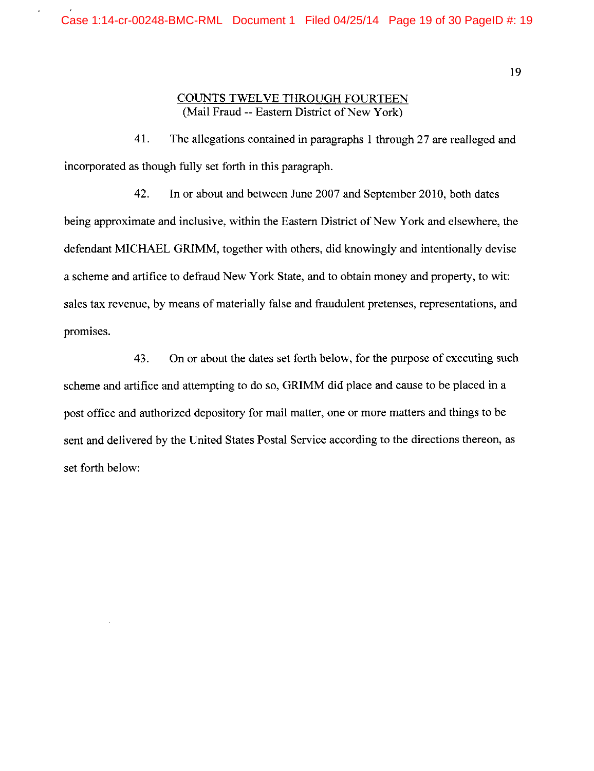## COUNTS TWELVE THROUGH FOURTEEN
(Mail Fraud -- Eastern District of New York)

41. The allegations contained in paragraphs 1 through 27 are realleged and incorporated as though fully set forth in this paragraph.

42. In or about and between June 2007 and September 2010, both dates being approximate and inclusive, within the Eastern District of New York and elsewhere, the defendant MICHAEL GRIMM, together with others, did knowingly and intentionally devise a scheme and artifice to defraud New York State, and to obtain money and property, to wit: sales tax revenue, by means of materially false and fraudulent pretenses, representations, and promises.

43. On or about the dates set forth below, for the purpose of executing such scheme and artifice and attempting to do so, GRIMM did place and cause to be placed in a post office and authorized depository for mail matter, one or more matters and things to be sent and delivered by the United States Postal Service according to the directions thereon, as set forth below: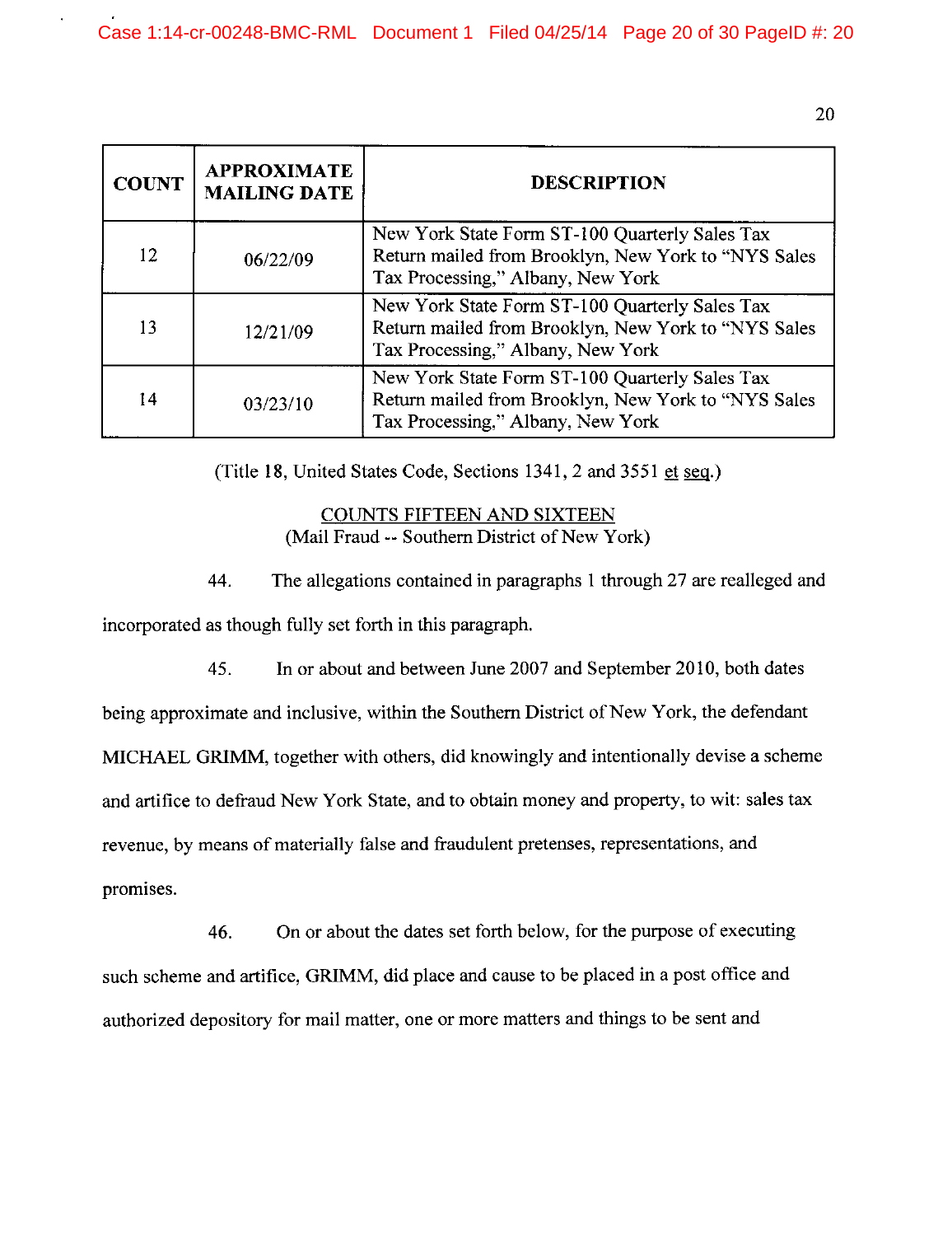| COUNT | APPROXIMATE MAILING DATE | DESCRIPTION |
|---|---|---|
| 12 | 06/22/09 | New York State Form ST-100 Quarterly Sales Tax Return mailed from Brooklyn, New York to "NYS Sales Tax Processing," Albany, New York |
| 13 | 12/21/09 | New York State Form ST-100 Quarterly Sales Tax Return mailed from Brooklyn, New York to "NYS Sales Tax Processing," Albany, New York |
| 14 | 03/23/10 | New York State Form ST-100 Quarterly Sales Tax Return mailed from Brooklyn, New York to "NYS Sales Tax Processing," Albany, New York |

(Title 18, United States Code, Sections 1341, 2 and 3551 et seq.)

COUNTS FIFTEEN AND SIXTEEN
(Mail Fraud -- Southern District of New York)

44. The allegations contained in paragraphs 1 through 27 are realleged and incorporated as though fully set forth in this paragraph.

45. In or about and between June 2007 and September 2010, both dates being approximate and inclusive, within the Southern District of New York, the defendant MICHAEL GRIMM, together with others, did knowingly and intentionally devise a scheme and artifice to defraud New York State, and to obtain money and property, to wit: sales tax revenue, by means of materially false and fraudulent pretenses, representations, and promises.

46. On or about the dates set forth below, for the purpose of executing such scheme and artifice, GRIMM, did place and cause to be placed in a post office and authorized depository for mail matter, one or more matters and things to be sent and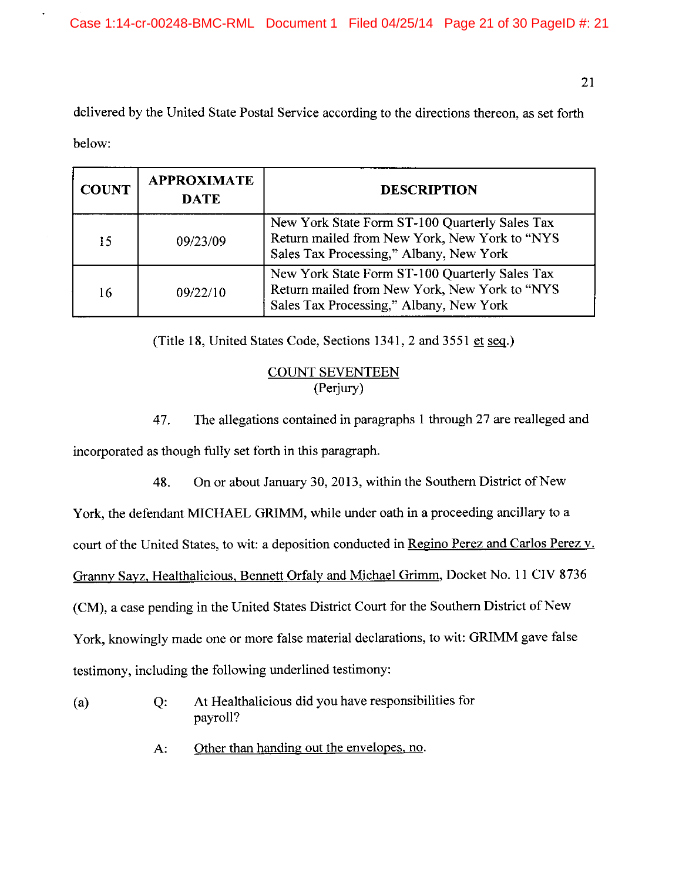delivered by the United State Postal Service according to the directions thereon, as set forth below:

| COUNT | APPROXIMATE DATE | DESCRIPTION |
|---|---|---|
| 15 | 09/23/09 | New York State Form ST-100 Quarterly Sales Tax Return mailed from New York, New York to "NYS Sales Tax Processing," Albany, New York |
| 16 | 09/22/10 | New York State Form ST-100 Quarterly Sales Tax Return mailed from New York, New York to "NYS Sales Tax Processing," Albany, New York |

(Title 18, United States Code, Sections 1341, 2 and 3551 et seq.)

COUNT SEVENTEEN
(Perjury)

47. The allegations contained in paragraphs 1 through 27 are realleged and incorporated as though fully set forth in this paragraph.

48. On or about January 30, 2013, within the Southern District of New York, the defendant MICHAEL GRIMM, while under oath in a proceeding ancillary to a court of the United States, to wit: a deposition conducted in Regino Perez and Carlos Perez v. Granny Sayz, Healthalicious, Bennett Orfaly and Michael Grimm, Docket No. 11 CIV 8736 (CM), a case pending in the United States District Court for the Southern District of New York, knowingly made one or more false material declarations, to wit: GRIMM gave false testimony, including the following underlined testimony:

(a) Q: At Healthalicious did you have responsibilities for payroll?

A: Other than handing out the envelopes, no.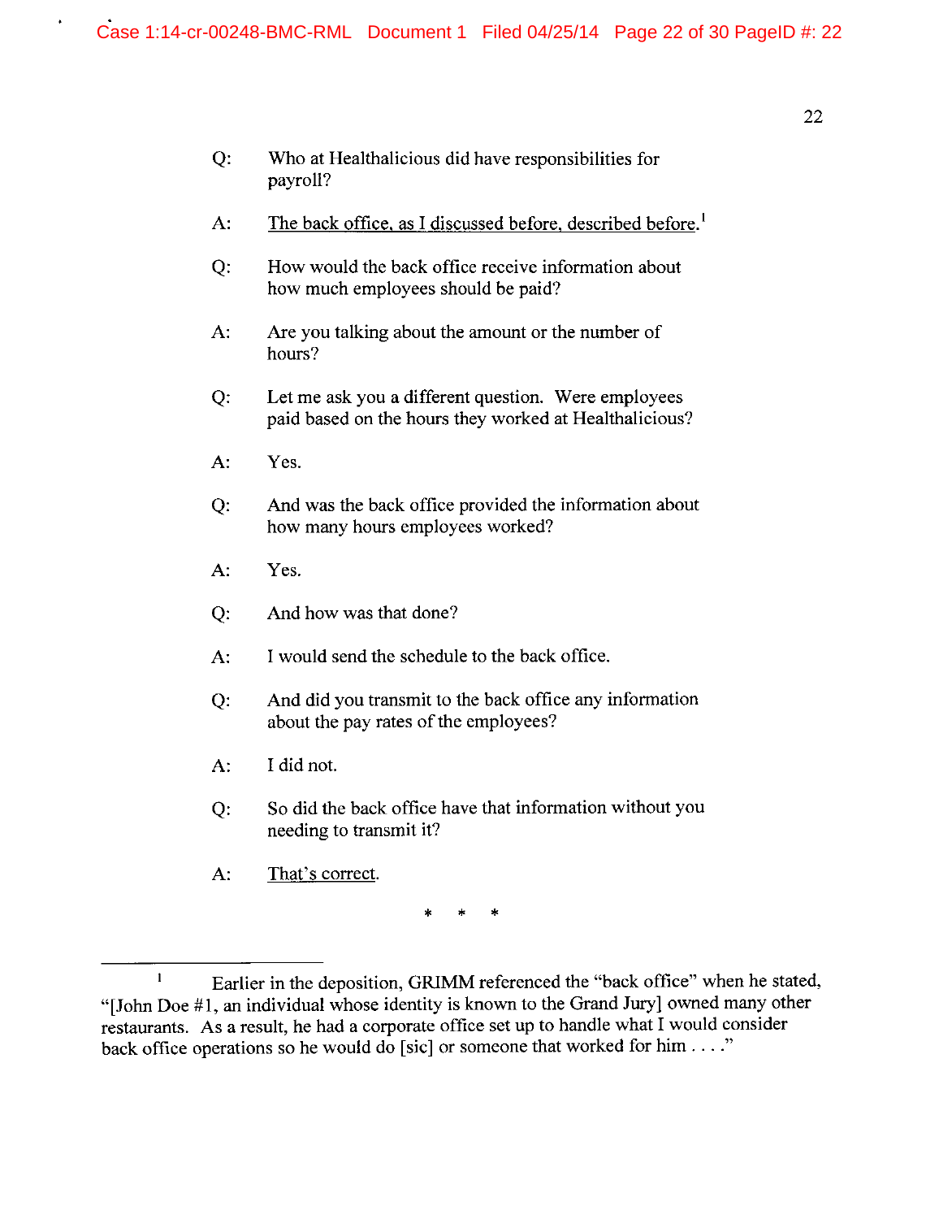Q: Who at Healthalicious did have responsibilities for payroll?

A: <u>The back office, as I discussed before, described before.</u>[1]

Q: How would the back office receive information about how much employees should be paid?

A: Are you talking about the amount or the number of hours?

Q: Let me ask you a different question. Were employees paid based on the hours they worked at Healthalicious?

A: Yes.

Q: And was the back office provided the information about how many hours employees worked?

A: Yes.

Q: And how was that done?

A: I would send the schedule to the back office.

Q: And did you transmit to the back office any information about the pay rates of the employees?

A: I did not.

Q: So did the back office have that information without you needing to transmit it?

A: <u>That's correct</u>.

\* \* \*

---

[1] Earlier in the deposition, GRIMM referenced the "back office" when he stated, "[John Doe #1, an individual whose identity is known to the Grand Jury] owned many other restaurants. As a result, he had a corporate office set up to handle what I would consider back office operations so he would do [sic] or someone that worked for him . . . ."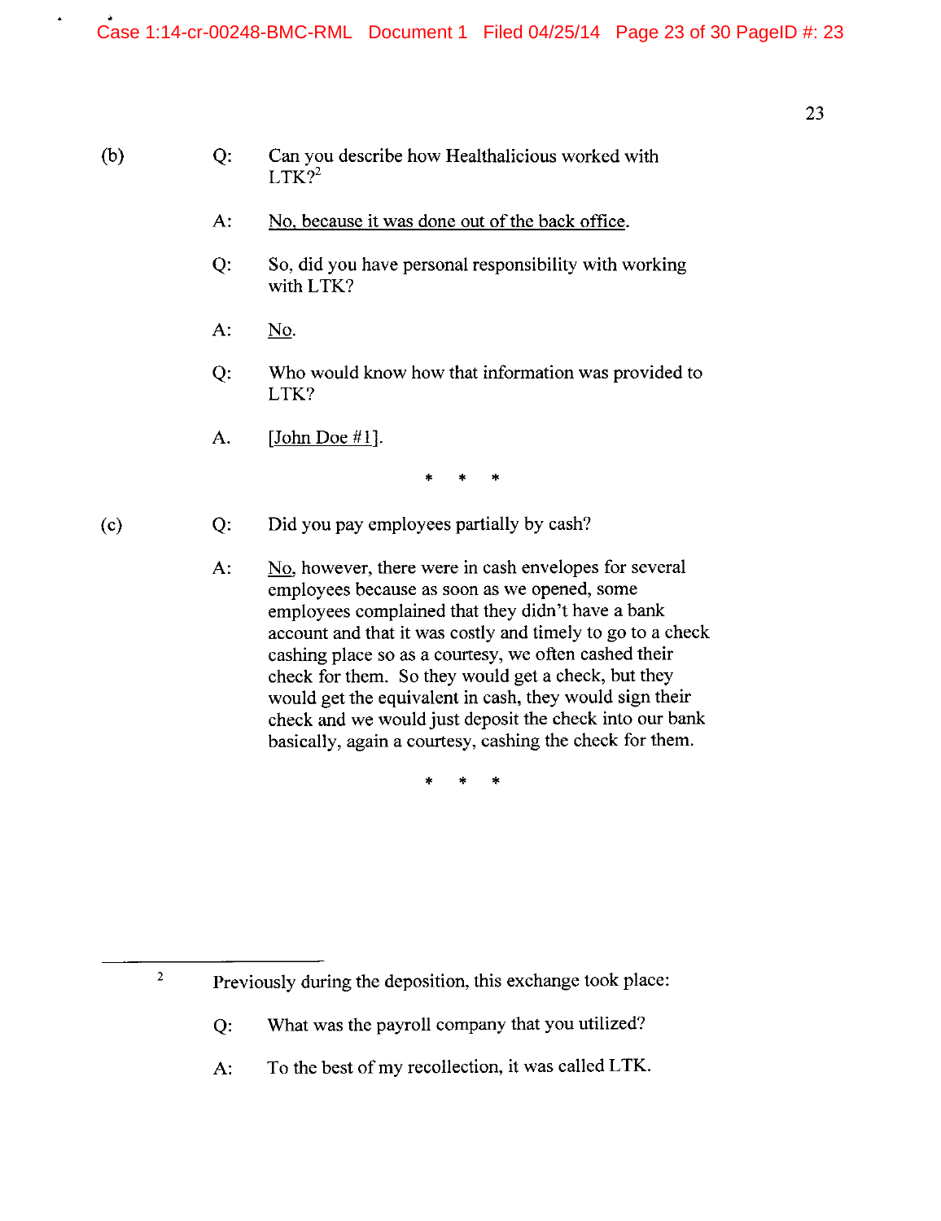(b) Q: Can you describe how Healthalicious worked with LTK?[2]

A: <u>No, because it was done out of the back office</u>.

Q: So, did you have personal responsibility with working with LTK?

A: <u>No</u>.

Q: Who would know how that information was provided to LTK?

A. <u>[John Doe #1]</u>.

\* \* \*

(c) Q: Did you pay employees partially by cash?

A: <u>No</u>, however, there were in cash envelopes for several employees because as soon as we opened, some employees complained that they didn't have a bank account and that it was costly and timely to go to a check cashing place so as a courtesy, we often cashed their check for them. So they would get a check, but they would get the equivalent in cash, they would sign their check and we would just deposit the check into our bank basically, again a courtesy, cashing the check for them.

\* \* \*

---

[2] Previously during the deposition, this exchange took place:

Q: What was the payroll company that you utilized?

A: To the best of my recollection, it was called LTK.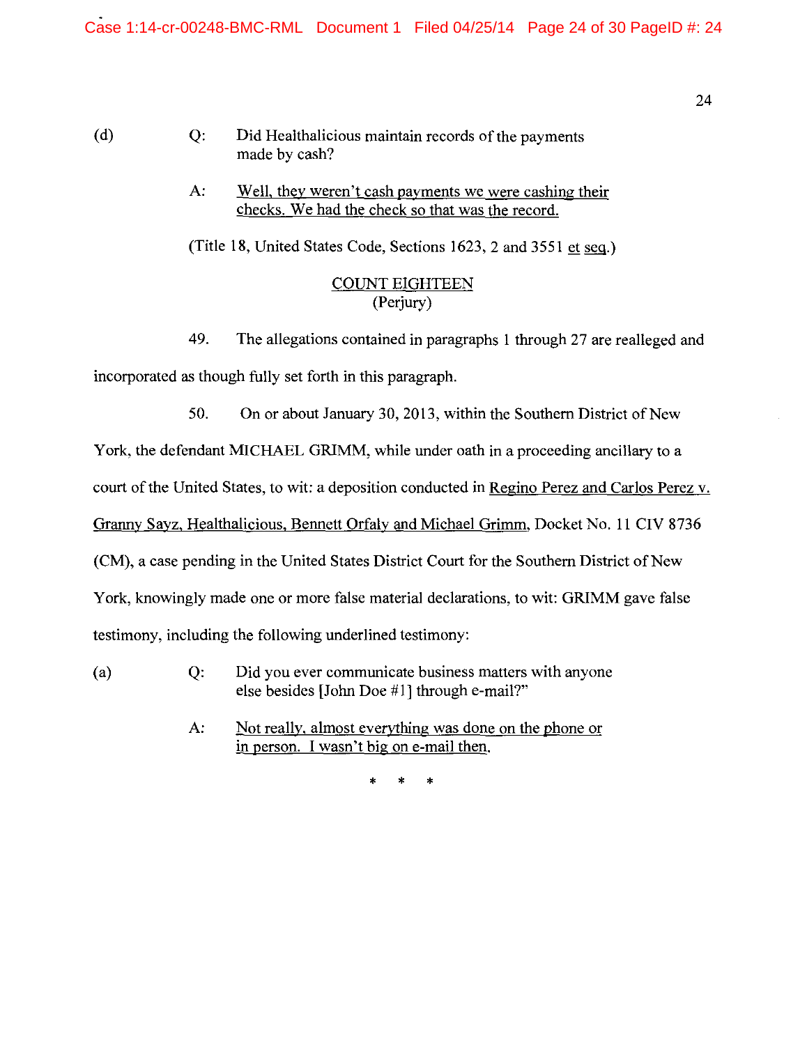(d) Q: Did Healthalicious maintain records of the payments made by cash?

A: <u>Well, they weren't cash payments we were cashing their checks. We had the check so that was the record.</u>

(Title 18, United States Code, Sections 1623, 2 and 3551 et seq.)

<u>COUNT EIGHTEEN</u>
(Perjury)

49. The allegations contained in paragraphs 1 through 27 are realleged and incorporated as though fully set forth in this paragraph.

50. On or about January 30, 2013, within the Southern District of New York, the defendant MICHAEL GRIMM, while under oath in a proceeding ancillary to a court of the United States, to wit: a deposition conducted in <u>Regino Perez and Carlos Perez v. Granny Sayz, Healthalicious, Bennett Orfaly and Michael Grimm</u>, Docket No. 11 CIV 8736 (CM), a case pending in the United States District Court for the Southern District of New York, knowingly made one or more false material declarations, to wit: GRIMM gave false testimony, including the following underlined testimony:

(a) Q: Did you ever communicate business matters with anyone else besides [John Doe #1] through e-mail?"

A: <u>Not really, almost everything was done on the phone or in person. I wasn't big on e-mail then.</u>

\* \* \*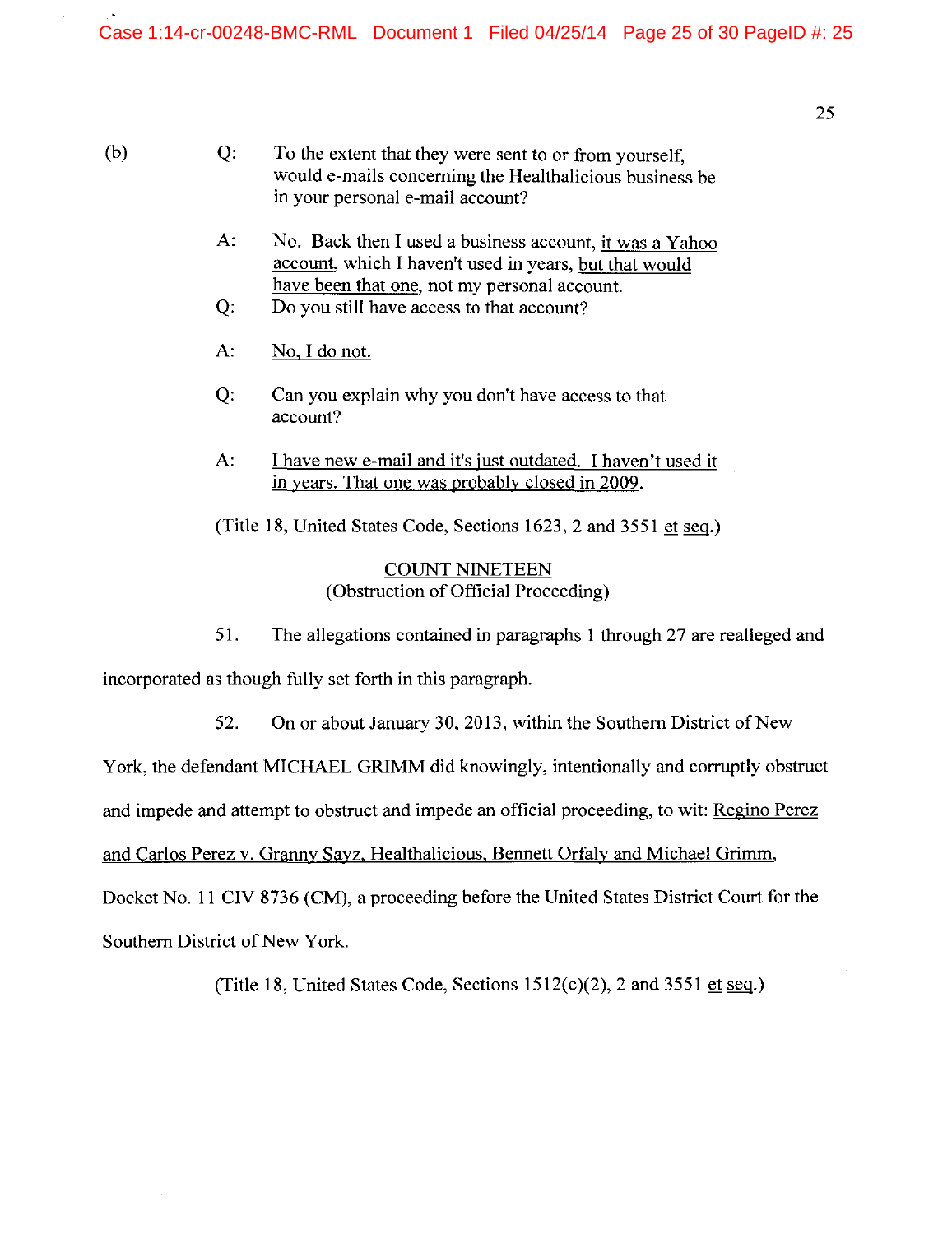(b) Q: To the extent that they were sent to or from yourself, would e-mails concerning the Healthalicious business be in your personal e-mail account?

A: No. Back then I used a business account, <u>it was a Yahoo account</u>, which I haven't used in years, <u>but that would have been that one</u>, not my personal account.

Q: Do you still have access to that account?

A: <u>No, I do not.</u>

Q: Can you explain why you don't have access to that account?

A: <u>I have new e-mail and it's just outdated. I haven't used it in years. That one was probably closed in 2009</u>.

(Title 18, United States Code, Sections 1623, 2 and 3551 <u>et</u> <u>seq</u>.)

<u>COUNT NINETEEN</u>
(Obstruction of Official Proceeding)

51. The allegations contained in paragraphs 1 through 27 are realleged and incorporated as though fully set forth in this paragraph.

52. On or about January 30, 2013, within the Southern District of New York, the defendant MICHAEL GRIMM did knowingly, intentionally and corruptly obstruct and impede and attempt to obstruct and impede an official proceeding, to wit: <u>Regino Perez and Carlos Perez v. Granny Sayz, Healthalicious, Bennett Orfaly and Michael Grimm</u>, Docket No. 11 CIV 8736 (CM), a proceeding before the United States District Court for the Southern District of New York.

(Title 18, United States Code, Sections 1512(c)(2), 2 and 3551 <u>et</u> <u>seq</u>.)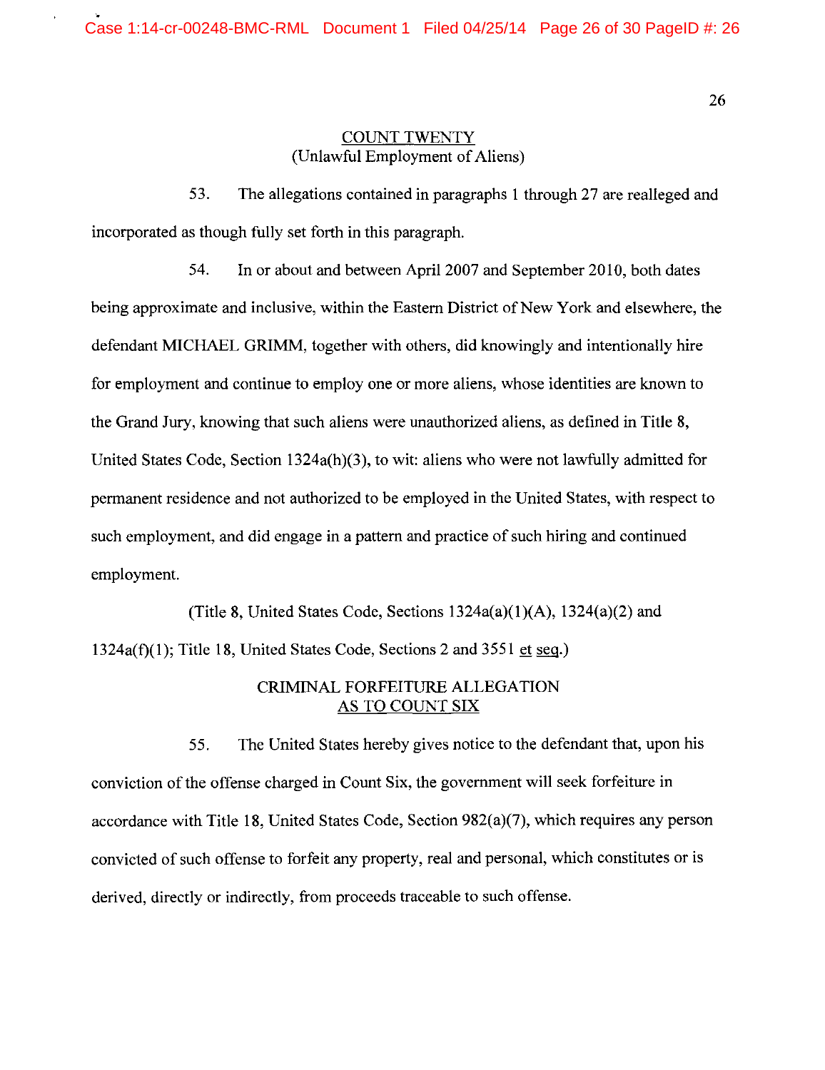## COUNT TWENTY
(Unlawful Employment of Aliens)

53. The allegations contained in paragraphs 1 through 27 are realleged and incorporated as though fully set forth in this paragraph.

54. In or about and between April 2007 and September 2010, both dates being approximate and inclusive, within the Eastern District of New York and elsewhere, the defendant MICHAEL GRIMM, together with others, did knowingly and intentionally hire for employment and continue to employ one or more aliens, whose identities are known to the Grand Jury, knowing that such aliens were unauthorized aliens, as defined in Title 8, United States Code, Section 1324a(h)(3), to wit: aliens who were not lawfully admitted for permanent residence and not authorized to be employed in the United States, with respect to such employment, and did engage in a pattern and practice of such hiring and continued employment.

(Title 8, United States Code, Sections 1324a(a)(1)(A), 1324(a)(2) and 1324a(f)(1); Title 18, United States Code, Sections 2 and 3551 et seq.)

## CRIMINAL FORFEITURE ALLEGATION AS TO COUNT SIX

55. The United States hereby gives notice to the defendant that, upon his conviction of the offense charged in Count Six, the government will seek forfeiture in accordance with Title 18, United States Code, Section 982(a)(7), which requires any person convicted of such offense to forfeit any property, real and personal, which constitutes or is derived, directly or indirectly, from proceeds traceable to such offense.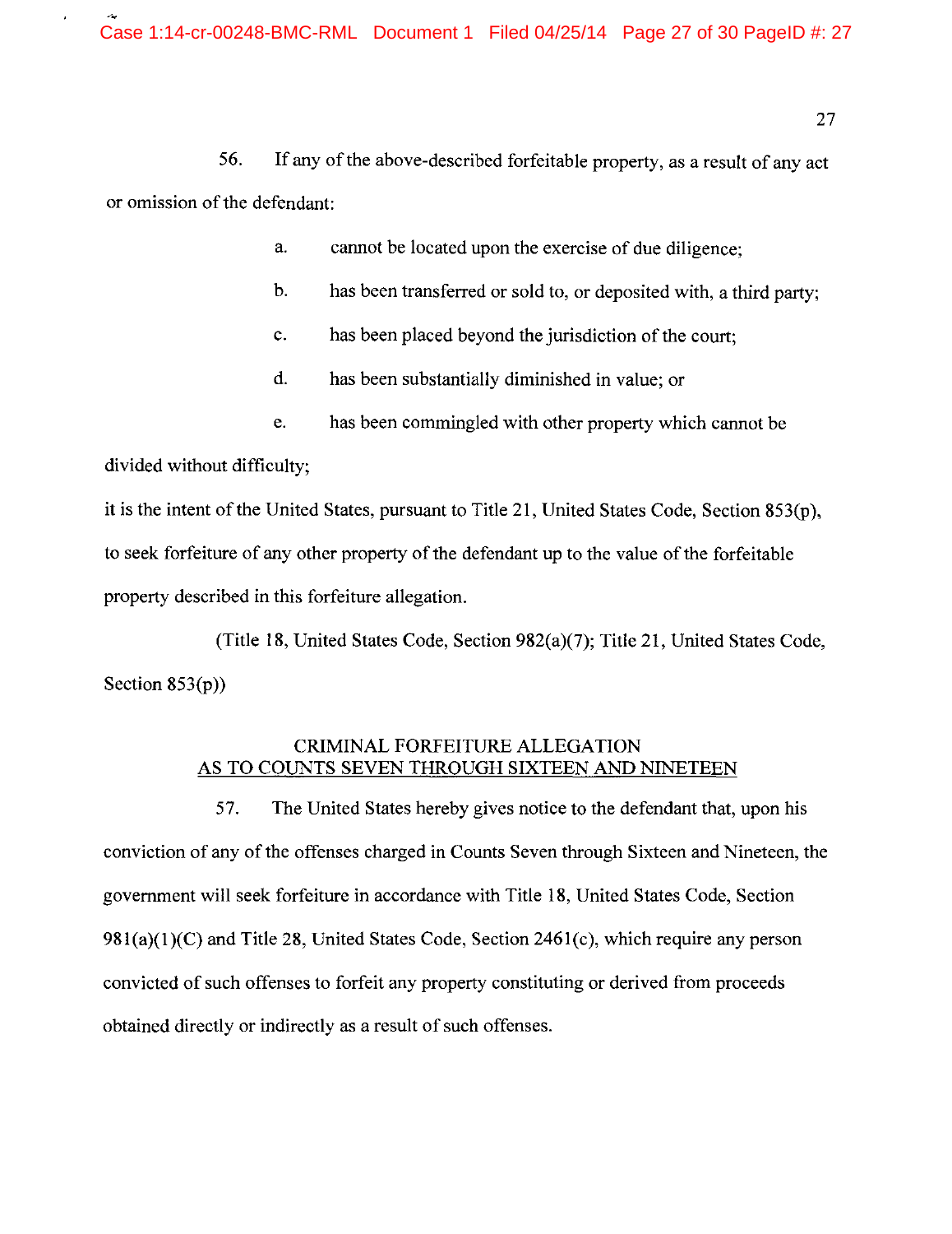56. If any of the above-described forfeitable property, as a result of any act or omission of the defendant:

a. cannot be located upon the exercise of due diligence;

b. has been transferred or sold to, or deposited with, a third party;

c. has been placed beyond the jurisdiction of the court;

d. has been substantially diminished in value; or

e. has been commingled with other property which cannot be divided without difficulty;

it is the intent of the United States, pursuant to Title 21, United States Code, Section 853(p), to seek forfeiture of any other property of the defendant up to the value of the forfeitable property described in this forfeiture allegation.

(Title 18, United States Code, Section 982(a)(7); Title 21, United States Code, Section 853(p))

## CRIMINAL FORFEITURE ALLEGATION AS TO COUNTS SEVEN THROUGH SIXTEEN AND NINETEEN

57. The United States hereby gives notice to the defendant that, upon his conviction of any of the offenses charged in Counts Seven through Sixteen and Nineteen, the government will seek forfeiture in accordance with Title 18, United States Code, Section 981(a)(1)(C) and Title 28, United States Code, Section 2461(c), which require any person convicted of such offenses to forfeit any property constituting or derived from proceeds obtained directly or indirectly as a result of such offenses.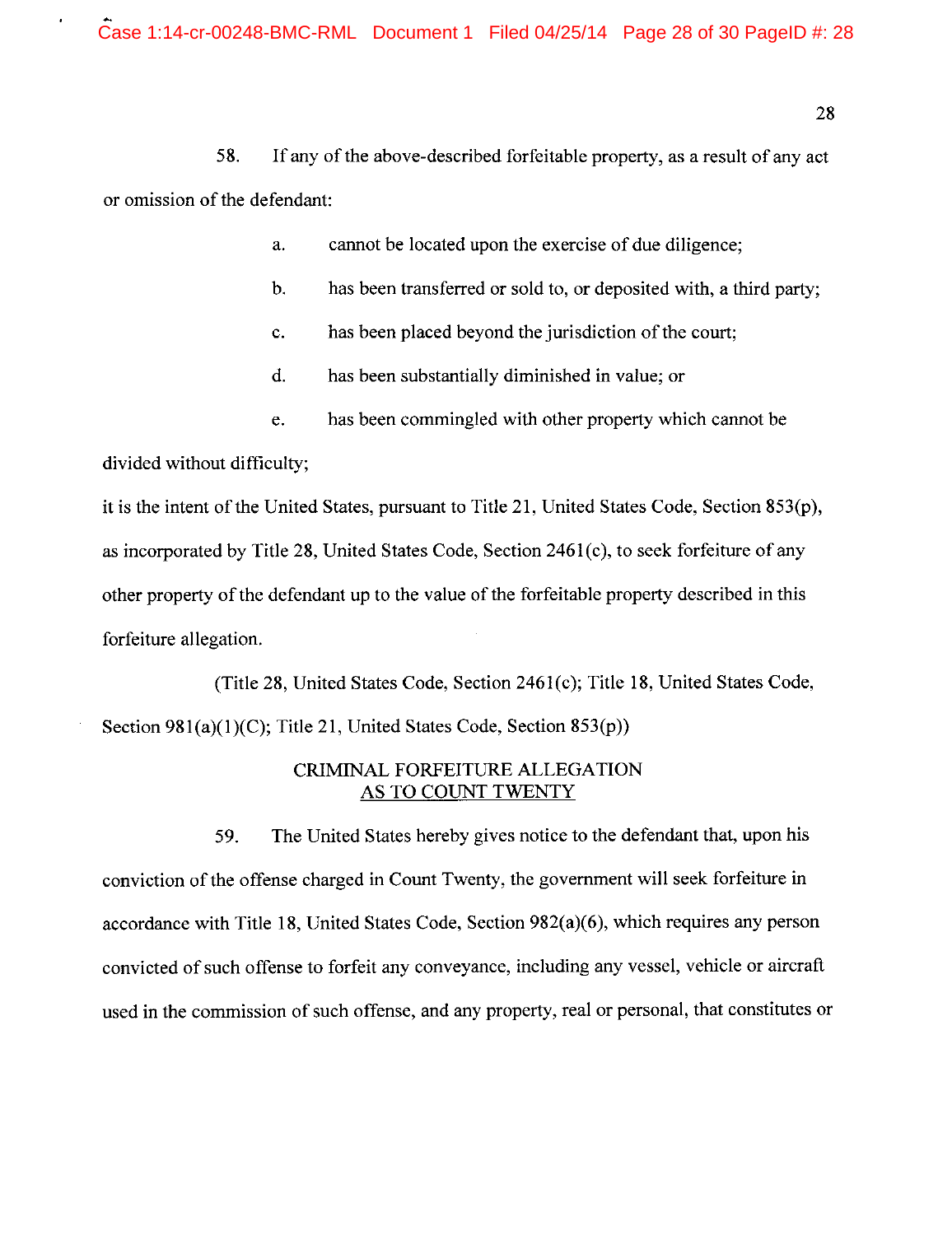58. If any of the above-described forfeitable property, as a result of any act or omission of the defendant:

a. cannot be located upon the exercise of due diligence;

b. has been transferred or sold to, or deposited with, a third party;

c. has been placed beyond the jurisdiction of the court;

d. has been substantially diminished in value; or

e. has been commingled with other property which cannot be divided without difficulty;

it is the intent of the United States, pursuant to Title 21, United States Code, Section 853(p), as incorporated by Title 28, United States Code, Section 2461(c), to seek forfeiture of any other property of the defendant up to the value of the forfeitable property described in this forfeiture allegation.

(Title 28, United States Code, Section 2461(c); Title 18, United States Code, Section 981(a)(1)(C); Title 21, United States Code, Section 853(p))

CRIMINAL FORFEITURE ALLEGATION
AS TO COUNT TWENTY

59. The United States hereby gives notice to the defendant that, upon his conviction of the offense charged in Count Twenty, the government will seek forfeiture in accordance with Title 18, United States Code, Section 982(a)(6), which requires any person convicted of such offense to forfeit any conveyance, including any vessel, vehicle or aircraft used in the commission of such offense, and any property, real or personal, that constitutes or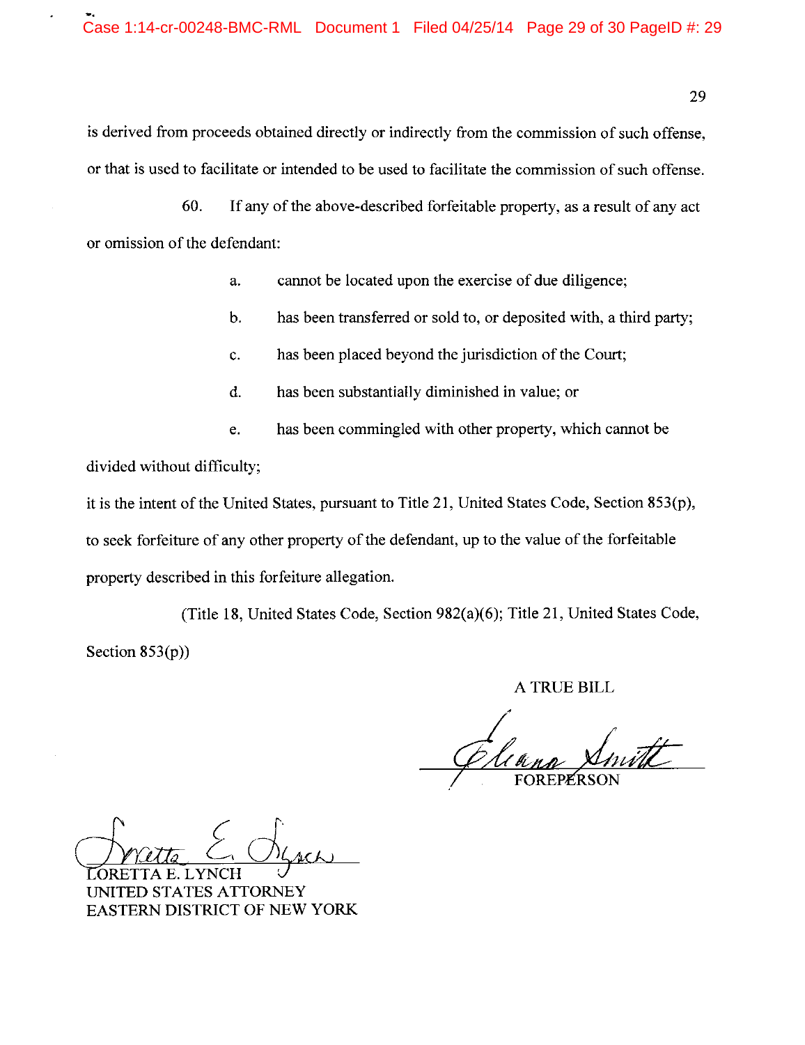is derived from proceeds obtained directly or indirectly from the commission of such offense, or that is used to facilitate or intended to be used to facilitate the commission of such offense.

60. If any of the above-described forfeitable property, as a result of any act or omission of the defendant:

a. cannot be located upon the exercise of due diligence;

b. has been transferred or sold to, or deposited with, a third party;

c. has been placed beyond the jurisdiction of the Court;

d. has been substantially diminished in value; or

e. has been commingled with other property, which cannot be divided without difficulty;

it is the intent of the United States, pursuant to Title 21, United States Code, Section 853(p), to seek forfeiture of any other property of the defendant, up to the value of the forfeitable property described in this forfeiture allegation.

(Title 18, United States Code, Section 982(a)(6); Title 21, United States Code, Section 853(p))

A TRUE BILL

FOREPERSON

LORETTA E. LYNCH
UNITED STATES ATTORNEY
EASTERN DISTRICT OF NEW YORK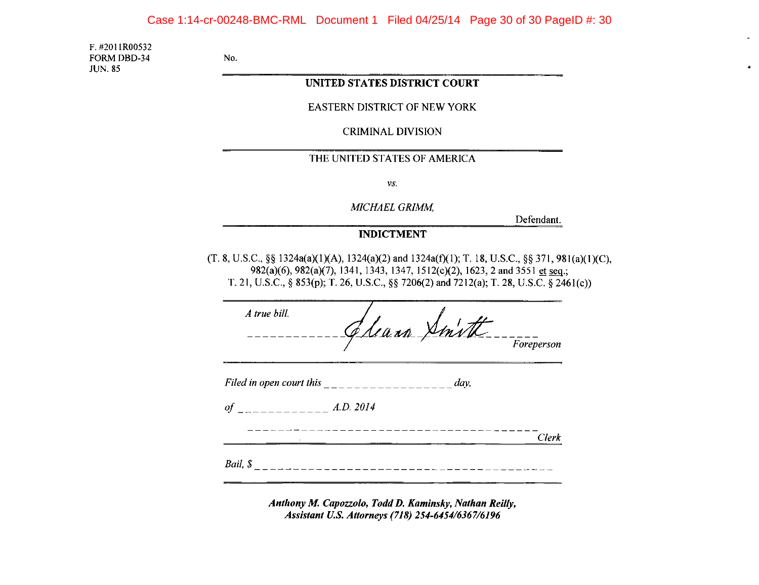F. #2011R00532
FORM DBD-34
JUN. 85

No.

**UNITED STATES DISTRICT COURT**

EASTERN DISTRICT OF NEW YORK

CRIMINAL DIVISION

THE UNITED STATES OF AMERICA

*vs.*

*MICHAEL GRIMM,*

Defendant.

**INDICTMENT**

(T. 8, U.S.C., §§ 1324a(a)(1)(A), 1324(a)(2) and 1324a(f)(1); T. 18, U.S.C., §§ 371, 981(a)(1)(C), 982(a)(6), 982(a)(7), 1341, 1343, 1347, 1512(c)(2), 1623, 2 and 3551 et seq.; T. 21, U.S.C., § 853(p); T. 26, U.S.C., §§ 7206(2) and 7212(a); T. 28, U.S.C. § 2461(c))

*A true bill.*

Gleann Smith
*Foreperson*

*Filed in open court this* _________________ *day,*

*of* ____________ *A.D. 2014*

_________________________________ *Clerk*

*Bail, $* _________________________________

***Anthony M. Capozzolo, Todd D. Kaminsky, Nathan Reilly,***
***Assistant U.S. Attorneys (718) 254-6454/6367/6196***